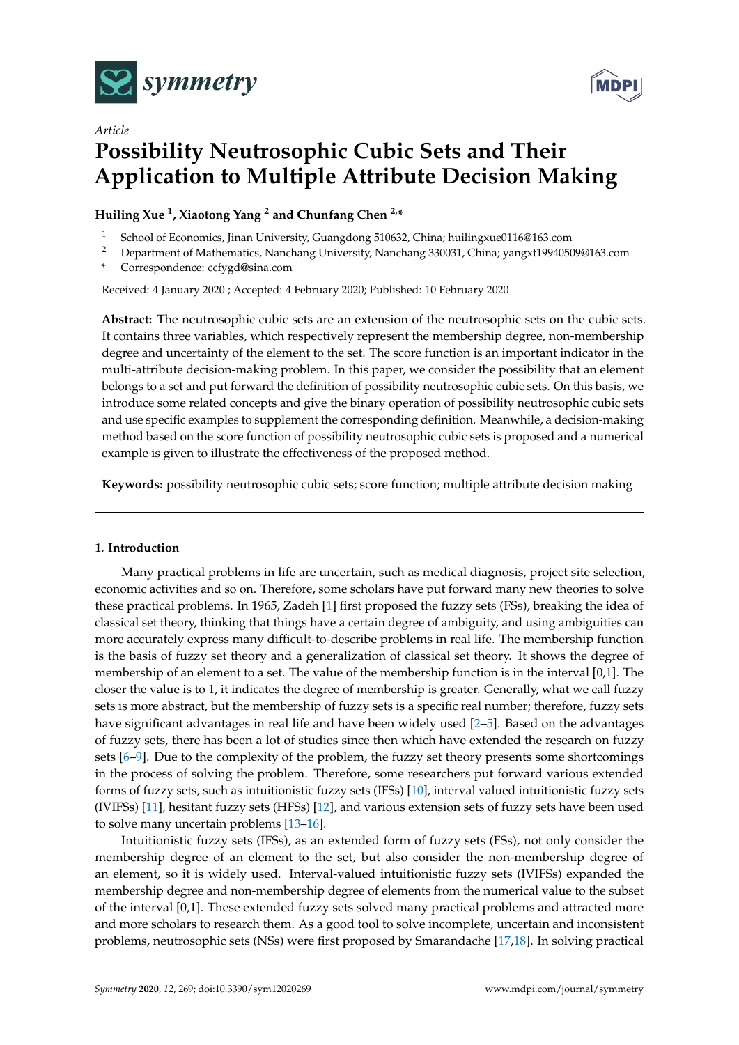*Article*

# Possibility Neutrosophic Cubic Sets and Their Application to Multiple Attribute Decision Making

**Huiling Xue [1], Xiaotong Yang [2] and Chunfang Chen [2,*]**

[1] School of Economics, Jinan University, Guangdong 510632, China; huilingxue0116@163.com
[2] Department of Mathematics, Nanchang University, Nanchang 330031, China; yangxt19940509@163.com
* Correspondence: ccfygd@sina.com

Received: 4 January 2020 ; Accepted: 4 February 2020; Published: 10 February 2020

**Abstract:** The neutrosophic cubic sets are an extension of the neutrosophic sets on the cubic sets. It contains three variables, which respectively represent the membership degree, non-membership degree and uncertainty of the element to the set. The score function is an important indicator in the multi-attribute decision-making problem. In this paper, we consider the possibility that an element belongs to a set and put forward the definition of possibility neutrosophic cubic sets. On this basis, we introduce some related concepts and give the binary operation of possibility neutrosophic cubic sets and use specific examples to supplement the corresponding definition. Meanwhile, a decision-making method based on the score function of possibility neutrosophic cubic sets is proposed and a numerical example is given to illustrate the effectiveness of the proposed method.

**Keywords:** possibility neutrosophic cubic sets; score function; multiple attribute decision making

## 1. Introduction

Many practical problems in life are uncertain, such as medical diagnosis, project site selection, economic activities and so on. Therefore, some scholars have put forward many new theories to solve these practical problems. In 1965, Zadeh [1] first proposed the fuzzy sets (FSs), breaking the idea of classical set theory, thinking that things have a certain degree of ambiguity, and using ambiguities can more accurately express many difficult-to-describe problems in real life. The membership function is the basis of fuzzy set theory and a generalization of classical set theory. It shows the degree of membership of an element to a set. The value of the membership function is in the interval [0,1]. The closer the value is to 1, it indicates the degree of membership is greater. Generally, what we call fuzzy sets is more abstract, but the membership of fuzzy sets is a specific real number; therefore, fuzzy sets have significant advantages in real life and have been widely used [2–5]. Based on the advantages of fuzzy sets, there has been a lot of studies since then which have extended the research on fuzzy sets [6–9]. Due to the complexity of the problem, the fuzzy set theory presents some shortcomings in the process of solving the problem. Therefore, some researchers put forward various extended forms of fuzzy sets, such as intuitionistic fuzzy sets (IFSs) [10], interval valued intuitionistic fuzzy sets (IVIFSs) [11], hesitant fuzzy sets (HFSs) [12], and various extension sets of fuzzy sets have been used to solve many uncertain problems [13–16].

Intuitionistic fuzzy sets (IFSs), as an extended form of fuzzy sets (FSs), not only consider the membership degree of an element to the set, but also consider the non-membership degree of an element, so it is widely used. Interval-valued intuitionistic fuzzy sets (IVIFSs) expanded the membership degree and non-membership degree of elements from the numerical value to the subset of the interval [0,1]. These extended fuzzy sets solved many practical problems and attracted more and more scholars to research them. As a good tool to solve incomplete, uncertain and inconsistent problems, neutrosophic sets (NSs) were first proposed by Smarandache [17,18]. In solving practical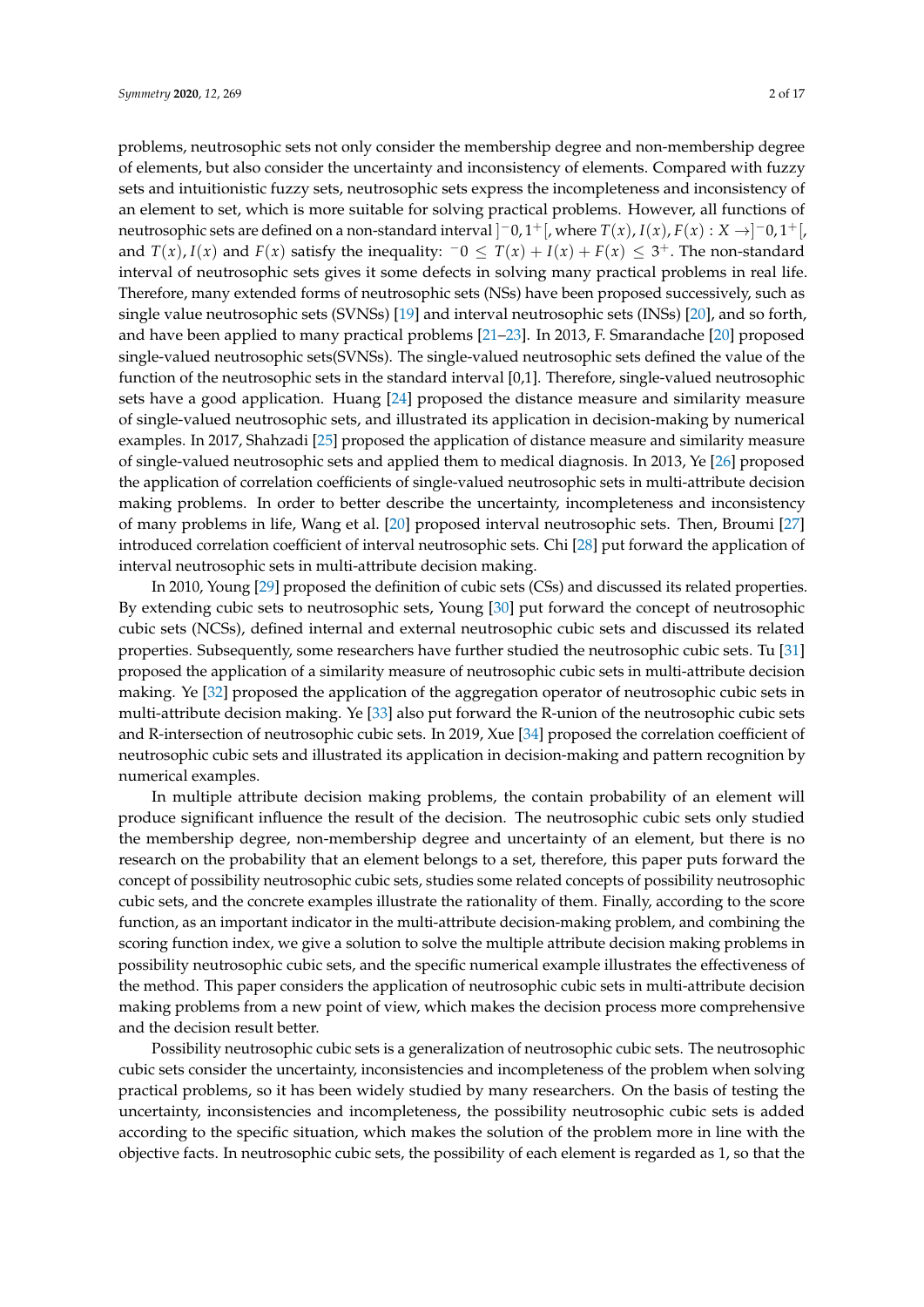problems, neutrosophic sets not only consider the membership degree and non-membership degree of elements, but also consider the uncertainty and inconsistency of elements. Compared with fuzzy sets and intuitionistic fuzzy sets, neutrosophic sets express the incompleteness and inconsistency of an element to set, which is more suitable for solving practical problems. However, all functions of neutrosophic sets are defined on a non-standard interval $]^{-}0, 1^{+}[$, where $T(x), I(x), F(x) : X \rightarrow ]^{-}0, 1^{+}[$, and $T(x), I(x)$ and $F(x)$ satisfy the inequality: $^{-}0 \leq T(x) + I(x) + F(x) \leq 3^{+}$. The non-standard interval of neutrosophic sets gives it some defects in solving many practical problems in real life. Therefore, many extended forms of neutrosophic sets (NSs) have been proposed successively, such as single value neutrosophic sets (SVNSs) [19] and interval neutrosophic sets (INSs) [20], and so forth, and have been applied to many practical problems [21–23]. In 2013, F. Smarandache [20] proposed single-valued neutrosophic sets(SVNSs). The single-valued neutrosophic sets defined the value of the function of the neutrosophic sets in the standard interval [0,1]. Therefore, single-valued neutrosophic sets have a good application. Huang [24] proposed the distance measure and similarity measure of single-valued neutrosophic sets, and illustrated its application in decision-making by numerical examples. In 2017, Shahzadi [25] proposed the application of distance measure and similarity measure of single-valued neutrosophic sets and applied them to medical diagnosis. In 2013, Ye [26] proposed the application of correlation coefficients of single-valued neutrosophic sets in multi-attribute decision making problems. In order to better describe the uncertainty, incompleteness and inconsistency of many problems in life, Wang et al. [20] proposed interval neutrosophic sets. Then, Broumi [27] introduced correlation coefficient of interval neutrosophic sets. Chi [28] put forward the application of interval neutrosophic sets in multi-attribute decision making.

In 2010, Young [29] proposed the definition of cubic sets (CSs) and discussed its related properties. By extending cubic sets to neutrosophic sets, Young [30] put forward the concept of neutrosophic cubic sets (NCSs), defined internal and external neutrosophic cubic sets and discussed its related properties. Subsequently, some researchers have further studied the neutrosophic cubic sets. Tu [31] proposed the application of a similarity measure of neutrosophic cubic sets in multi-attribute decision making. Ye [32] proposed the application of the aggregation operator of neutrosophic cubic sets in multi-attribute decision making. Ye [33] also put forward the R-union of the neutrosophic cubic sets and R-intersection of neutrosophic cubic sets. In 2019, Xue [34] proposed the correlation coefficient of neutrosophic cubic sets and illustrated its application in decision-making and pattern recognition by numerical examples.

In multiple attribute decision making problems, the contain probability of an element will produce significant influence the result of the decision. The neutrosophic cubic sets only studied the membership degree, non-membership degree and uncertainty of an element, but there is no research on the probability that an element belongs to a set, therefore, this paper puts forward the concept of possibility neutrosophic cubic sets, studies some related concepts of possibility neutrosophic cubic sets, and the concrete examples illustrate the rationality of them. Finally, according to the score function, as an important indicator in the multi-attribute decision-making problem, and combining the scoring function index, we give a solution to solve the multiple attribute decision making problems in possibility neutrosophic cubic sets, and the specific numerical example illustrates the effectiveness of the method. This paper considers the application of neutrosophic cubic sets in multi-attribute decision making problems from a new point of view, which makes the decision process more comprehensive and the decision result better.

Possibility neutrosophic cubic sets is a generalization of neutrosophic cubic sets. The neutrosophic cubic sets consider the uncertainty, inconsistencies and incompleteness of the problem when solving practical problems, so it has been widely studied by many researchers. On the basis of testing the uncertainty, inconsistencies and incompleteness, the possibility neutrosophic cubic sets is added according to the specific situation, which makes the solution of the problem more in line with the objective facts. In neutrosophic cubic sets, the possibility of each element is regarded as 1, so that the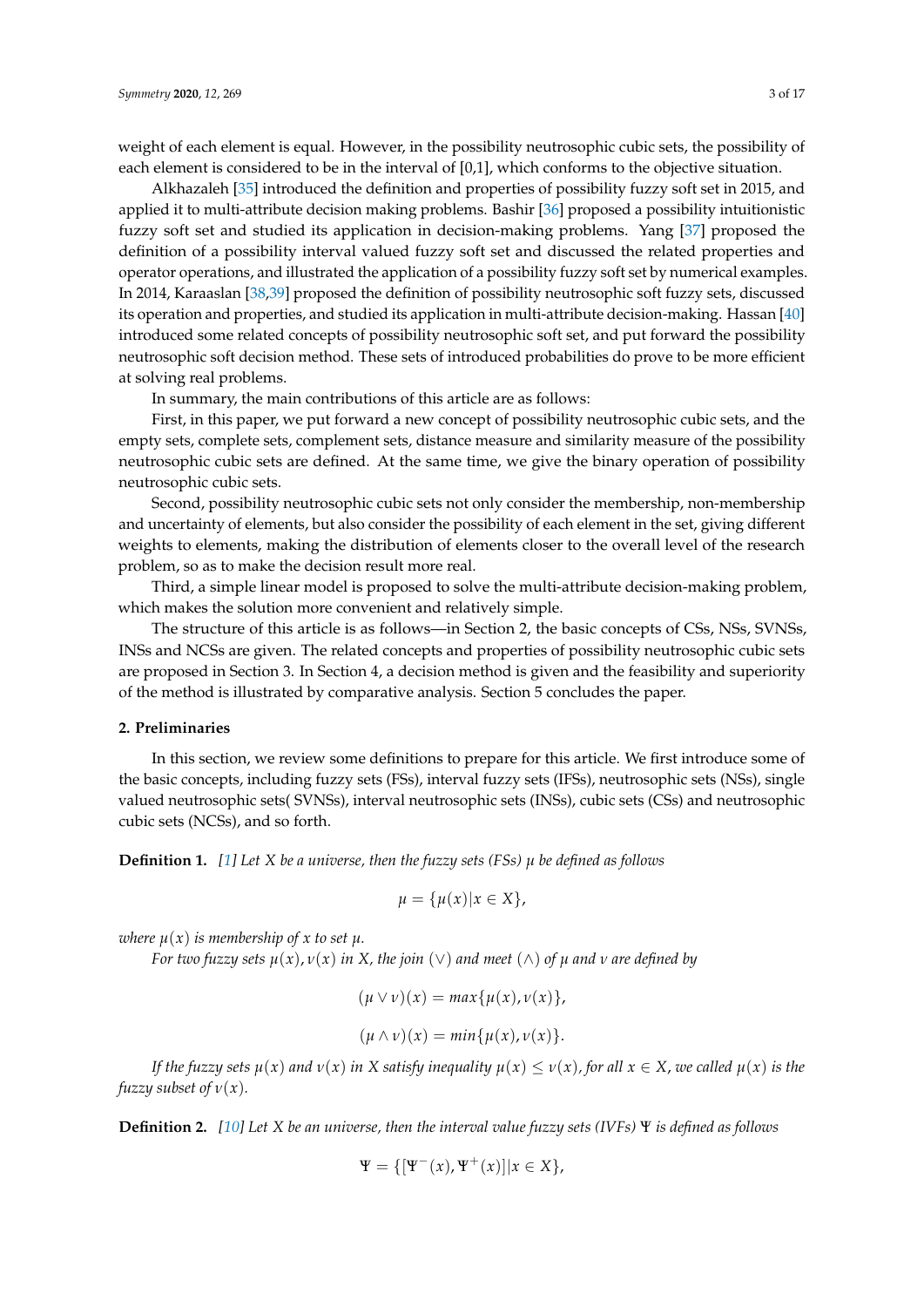weight of each element is equal. However, in the possibility neutrosophic cubic sets, the possibility of each element is considered to be in the interval of [0,1], which conforms to the objective situation.

Alkhazaleh [35] introduced the definition and properties of possibility fuzzy soft set in 2015, and applied it to multi-attribute decision making problems. Bashir [36] proposed a possibility intuitionistic fuzzy soft set and studied its application in decision-making problems. Yang [37] proposed the definition of a possibility interval valued fuzzy soft set and discussed the related properties and operator operations, and illustrated the application of a possibility fuzzy soft set by numerical examples. In 2014, Karaaslan [38,39] proposed the definition of possibility neutrosophic soft fuzzy sets, discussed its operation and properties, and studied its application in multi-attribute decision-making. Hassan [40] introduced some related concepts of possibility neutrosophic soft set, and put forward the possibility neutrosophic soft decision method. These sets of introduced probabilities do prove to be more efficient at solving real problems.

In summary, the main contributions of this article are as follows:

First, in this paper, we put forward a new concept of possibility neutrosophic cubic sets, and the empty sets, complete sets, complement sets, distance measure and similarity measure of the possibility neutrosophic cubic sets are defined. At the same time, we give the binary operation of possibility neutrosophic cubic sets.

Second, possibility neutrosophic cubic sets not only consider the membership, non-membership and uncertainty of elements, but also consider the possibility of each element in the set, giving different weights to elements, making the distribution of elements closer to the overall level of the research problem, so as to make the decision result more real.

Third, a simple linear model is proposed to solve the multi-attribute decision-making problem, which makes the solution more convenient and relatively simple.

The structure of this article is as follows—in Section 2, the basic concepts of CSs, NSs, SVNSs, INSs and NCSs are given. The related concepts and properties of possibility neutrosophic cubic sets are proposed in Section 3. In Section 4, a decision method is given and the feasibility and superiority of the method is illustrated by comparative analysis. Section 5 concludes the paper.

## 2. Preliminaries

In this section, we review some definitions to prepare for this article. We first introduce some of the basic concepts, including fuzzy sets (FSs), interval fuzzy sets (IFSs), neutrosophic sets (NSs), single valued neutrosophic sets( SVNSs), interval neutrosophic sets (INSs), cubic sets (CSs) and neutrosophic cubic sets (NCSs), and so forth.

**Definition 1.** *[1] Let $X$ be a universe, then the fuzzy sets (FSs) $\mu$ be defined as follows*

$$\mu = \{\mu(x) | x \in X\},$$

*where $\mu(x)$ is membership of $x$ to set $\mu$.*

*For two fuzzy sets $\mu(x), \nu(x)$ in $X$, the join ($\vee$) and meet ($\wedge$) of $\mu$ and $\nu$ are defined by*

$$(\mu \vee \nu)(x) = max\{\mu(x), \nu(x)\},$$

$$(\mu \wedge \nu)(x) = min\{\mu(x), \nu(x)\}.$$

*If the fuzzy sets $\mu(x)$ and $\nu(x)$ in $X$ satisfy inequality $\mu(x) \leq \nu(x)$, for all $x \in X$, we called $\mu(x)$ is the fuzzy subset of $\nu(x)$.*

**Definition 2.** *[10] Let $X$ be an universe, then the interval value fuzzy sets (IVFs) $\Psi$ is defined as follows*

$$\Psi = \{[\Psi^-(x), \Psi^+(x)] | x \in X\},$$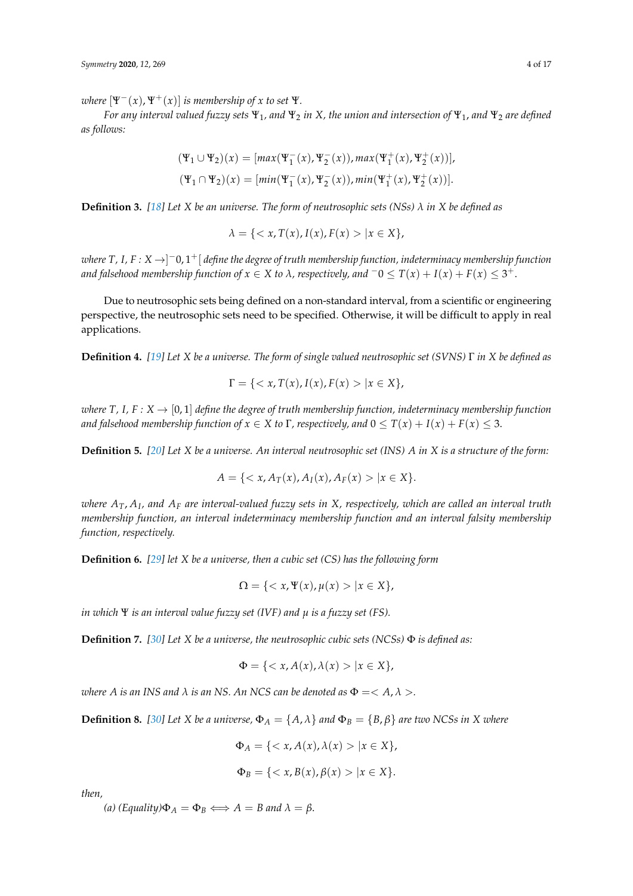*where* $[\Psi^-(x), \Psi^+(x)]$ *is membership of* $x$ *to set* $\Psi$.

*For any interval valued fuzzy sets* $\Psi_1$, *and* $\Psi_2$ *in* $X$, *the union and intersection of* $\Psi_1$, *and* $\Psi_2$ *are defined as follows:*

$$(\Psi_1 \cup \Psi_2)(x) = [max(\Psi_1^-(x), \Psi_2^-(x)), max(\Psi_1^+(x), \Psi_2^+(x))],$$
$$(\Psi_1 \cap \Psi_2)(x) = [min(\Psi_1^-(x), \Psi_2^-(x)), min(\Psi_1^+(x), \Psi_2^+(x))].$$

**Definition 3.** *[18] Let* $X$ *be an universe. The form of neutrosophic sets (NSs)* $\lambda$ *in* $X$ *be defined as*

$$\lambda = \{< x, T(x), I(x), F(x) > | x \in X\},$$

*where* $T, I, F : X \rightarrow ]^-0, 1^+[$ *define the degree of truth membership function, indeterminacy membership function and falsehood membership function of* $x \in X$ *to* $\lambda$, *respectively, and* $^-0 \leq T(x) + I(x) + F(x) \leq 3^+$.

Due to neutrosophic sets being defined on a non-standard interval, from a scientific or engineering perspective, the neutrosophic sets need to be specified. Otherwise, it will be difficult to apply in real applications.

**Definition 4.** *[19] Let* $X$ *be a universe. The form of single valued neutrosophic set (SVNS)* $\Gamma$ *in* $X$ *be defined as*

$$\Gamma = \{< x, T(x), I(x), F(x) > | x \in X\},$$

*where* $T, I, F : X \rightarrow [0, 1]$ *define the degree of truth membership function, indeterminacy membership function and falsehood membership function of* $x \in X$ *to* $\Gamma$, *respectively, and* $0 \leq T(x) + I(x) + F(x) \leq 3$.

**Definition 5.** *[20] Let* $X$ *be a universe. An interval neutrosophic set (INS)* $A$ *in* $X$ *is a structure of the form:*

$$A = \{< x, A_T(x), A_I(x), A_F(x) > | x \in X\}.$$

*where* $A_T, A_I$, *and* $A_F$ *are interval-valued fuzzy sets in* $X$, *respectively, which are called an interval truth membership function, an interval indeterminacy membership function and an interval falsity membership function, respectively.*

**Definition 6.** *[29] let* $X$ *be a universe, then a cubic set (CS) has the following form*

$$\Omega = \{< x, \Psi(x), \mu(x) > | x \in X\},$$

*in which* $\Psi$ *is an interval value fuzzy set (IVF) and* $\mu$ *is a fuzzy set (FS).*

**Definition 7.** *[30] Let* $X$ *be a universe, the neutrosophic cubic sets (NCSs)* $\Phi$ *is defined as:*

$$\Phi = \{< x, A(x), \lambda(x) > | x \in X\},$$

*where* $A$ *is an INS and* $\lambda$ *is an NS. An NCS can be denoted as* $\Phi =< A, \lambda >$.

**Definition 8.** *[30] Let* $X$ *be a universe,* $\Phi_A = \{A, \lambda\}$ *and* $\Phi_B = \{B, \beta\}$ *are two NCSs in* $X$ *where*

$$\Phi_A = \{< x, A(x), \lambda(x) > | x \in X\},$$

$$\Phi_B = \{< x, B(x), \beta(x) > | x \in X\}.$$

*then,*

*(a) (Equality)*$\Phi_A = \Phi_B \iff A = B$ *and* $\lambda = \beta$.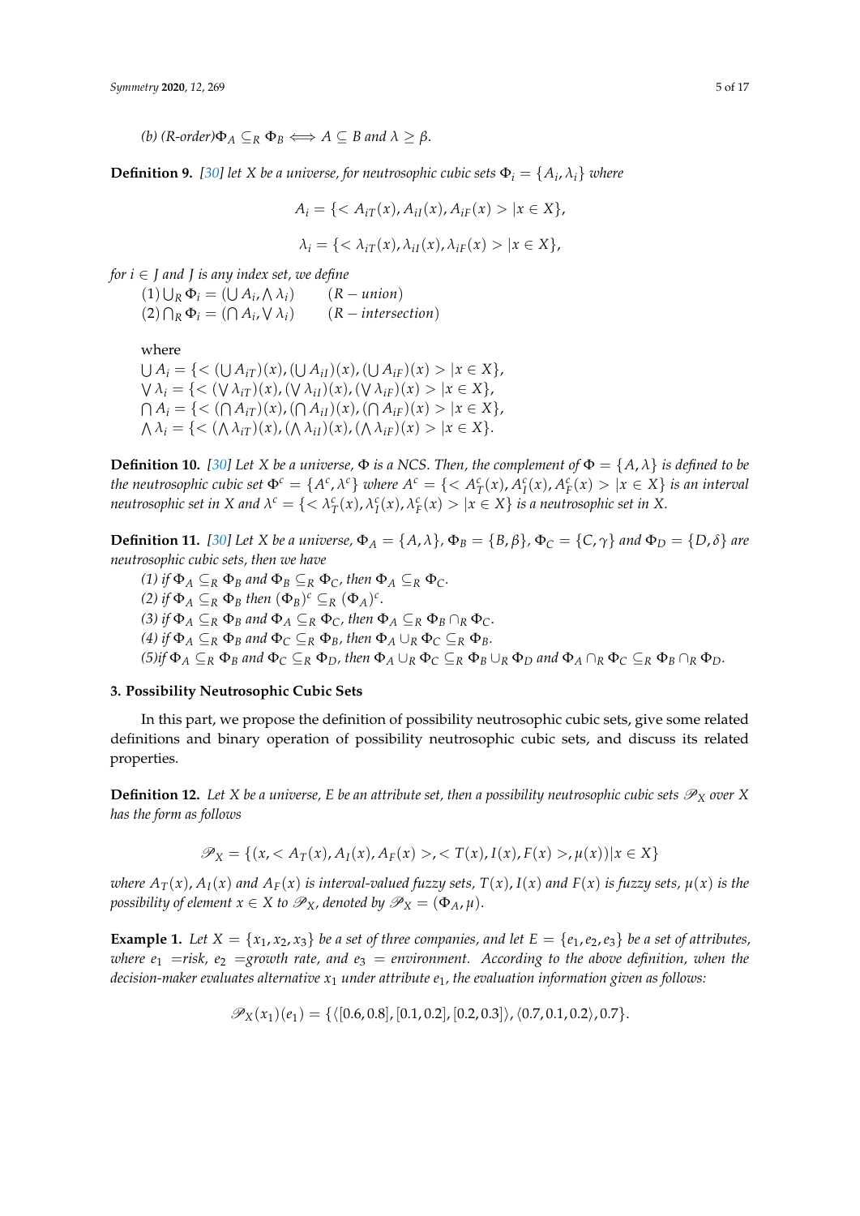*(b) (R-order)* $\Phi_A \subseteq_R \Phi_B \iff A \subseteq B$ *and* $\lambda \geq \beta$.

**Definition 9.** *[30] let $X$ be a universe, for neutrosophic cubic sets $\Phi_i = \{A_i, \lambda_i\}$ where*

$$A_i = \{< A_{iT}(x), A_{iI}(x), A_{iF}(x) > | x \in X\},$$

$$\lambda_i = \{< \lambda_{iT}(x), \lambda_{iI}(x), \lambda_{iF}(x) > | x \in X\},$$

*for $i \in J$ and $J$ is any index set, we define*

$(1) \bigcup_R \Phi_i = (\bigcup A_i, \bigwedge \lambda_i) \qquad (R-union)$

$(2) \bigcap_R \Phi_i = (\bigcap A_i, \bigvee \lambda_i) \qquad (R-intersection)$

where

$\bigcup A_i = \{< (\bigcup A_{iT})(x), (\bigcup A_{iI})(x), (\bigcup A_{iF})(x) > | x \in X\}$,

$\bigvee \lambda_i = \{< (\bigvee \lambda_{iT})(x), (\bigvee \lambda_{iI})(x), (\bigvee \lambda_{iF})(x) > | x \in X\}$,

$\bigcap A_i = \{< (\bigcap A_{iT})(x), (\bigcap A_{iI})(x), (\bigcap A_{iF})(x) > | x \in X\}$,

$\bigwedge \lambda_i = \{< (\bigwedge \lambda_{iT})(x), (\bigwedge \lambda_{iI})(x), (\bigwedge \lambda_{iF})(x) > | x \in X\}$.

**Definition 10.** *[30] Let $X$ be a universe, $\Phi$ is a NCS. Then, the complement of $\Phi = \{A, \lambda\}$ is defined to be the neutrosophic cubic set $\Phi^c = \{A^c, \lambda^c\}$ where $A^c = \{< A_T^c(x), A_I^c(x), A_F^c(x) > | x \in X\}$ is an interval neutrosophic set in $X$ and $\lambda^c = \{< \lambda_T^c(x), \lambda_I^c(x), \lambda_F^c(x) > | x \in X\}$ is a neutrosophic set in $X$.*

**Definition 11.** *[30] Let $X$ be a universe, $\Phi_A = \{A, \lambda\}$, $\Phi_B = \{B, \beta\}$, $\Phi_C = \{C, \gamma\}$ and $\Phi_D = \{D, \delta\}$ are neutrosophic cubic sets, then we have*

*(1) if $\Phi_A \subseteq_R \Phi_B$ and $\Phi_B \subseteq_R \Phi_C$, then $\Phi_A \subseteq_R \Phi_C$.*

*(2) if $\Phi_A \subseteq_R \Phi_B$ then $(\Phi_B)^c \subseteq_R (\Phi_A)^c$.*

*(3) if $\Phi_A \subseteq_R \Phi_B$ and $\Phi_A \subseteq_R \Phi_C$, then $\Phi_A \subseteq_R \Phi_B \cap_R \Phi_C$.*

*(4) if $\Phi_A \subseteq_R \Phi_B$ and $\Phi_C \subseteq_R \Phi_B$, then $\Phi_A \cup_R \Phi_C \subseteq_R \Phi_B$.*

*(5)if $\Phi_A \subseteq_R \Phi_B$ and $\Phi_C \subseteq_R \Phi_D$, then $\Phi_A \cup_R \Phi_C \subseteq_R \Phi_B \cup_R \Phi_D$ and $\Phi_A \cap_R \Phi_C \subseteq_R \Phi_B \cap_R \Phi_D$.*

## 3. Possibility Neutrosophic Cubic Sets

In this part, we propose the definition of possibility neutrosophic cubic sets, give some related definitions and binary operation of possibility neutrosophic cubic sets, and discuss its related properties.

**Definition 12.** *Let $X$ be a universe, $E$ be an attribute set, then a possibility neutrosophic cubic sets $\mathscr{P}_X$ over $X$ has the form as follows*

$$\mathscr{P}_X = \{(x, < A_T(x), A_I(x), A_F(x) >, < T(x), I(x), F(x) >, \mu(x)) | x \in X\}$$

*where $A_T(x)$, $A_I(x)$ and $A_F(x)$ is interval-valued fuzzy sets, $T(x)$, $I(x)$ and $F(x)$ is fuzzy sets, $\mu(x)$ is the possibility of element $x \in X$ to $\mathscr{P}_X$, denoted by $\mathscr{P}_X = (\Phi_A, \mu)$.*

**Example 1.** *Let $X = \{x_1, x_2, x_3\}$ be a set of three companies, and let $E = \{e_1, e_2, e_3\}$ be a set of attributes, where $e_1$ =risk, $e_2$ =growth rate, and $e_3$ = environment. According to the above definition, when the decision-maker evaluates alternative $x_1$ under attribute $e_1$, the evaluation information given as follows:*

$$\mathscr{P}_X(x_1)(e_1) = \{\langle [0.6, 0.8], [0.1, 0.2], [0.2, 0.3] \rangle, \langle 0.7, 0.1, 0.2 \rangle, 0.7\}.$$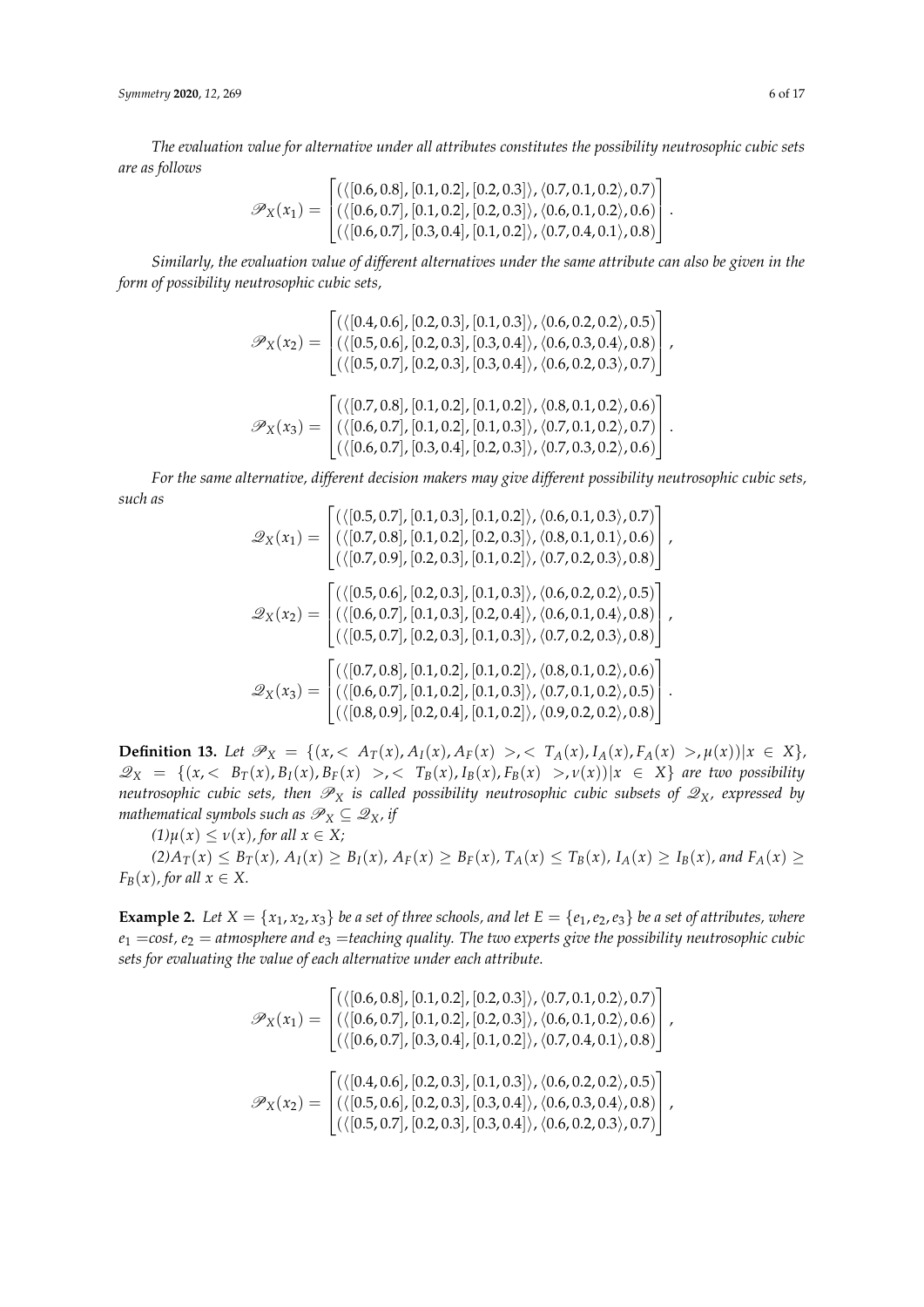*The evaluation value for alternative under all attributes constitutes the possibility neutrosophic cubic sets are as follows*

$$\mathscr{P}_X(x_1) = \begin{bmatrix} (\langle [0.6, 0.8], [0.1, 0.2], [0.2, 0.3] \rangle, \langle 0.7, 0.1, 0.2 \rangle, 0.7) \\ (\langle [0.6, 0.7], [0.1, 0.2], [0.2, 0.3] \rangle, \langle 0.6, 0.1, 0.2 \rangle, 0.6) \\ (\langle [0.6, 0.7], [0.3, 0.4], [0.1, 0.2] \rangle, \langle 0.7, 0.4, 0.1 \rangle, 0.8) \end{bmatrix}.$$

*Similarly, the evaluation value of different alternatives under the same attribute can also be given in the form of possibility neutrosophic cubic sets,*

$$\mathscr{P}_X(x_2) = \begin{bmatrix} (\langle [0.4, 0.6], [0.2, 0.3], [0.1, 0.3] \rangle, \langle 0.6, 0.2, 0.2 \rangle, 0.5) \\ (\langle [0.5, 0.6], [0.2, 0.3], [0.3, 0.4] \rangle, \langle 0.6, 0.3, 0.4 \rangle, 0.8) \\ (\langle [0.5, 0.7], [0.2, 0.3], [0.3, 0.4] \rangle, \langle 0.6, 0.2, 0.3 \rangle, 0.7) \end{bmatrix},$$

$$\mathscr{P}_X(x_3) = \begin{bmatrix} (\langle [0.7, 0.8], [0.1, 0.2], [0.1, 0.2] \rangle, \langle 0.8, 0.1, 0.2 \rangle, 0.6) \\ (\langle [0.6, 0.7], [0.1, 0.2], [0.1, 0.3] \rangle, \langle 0.7, 0.1, 0.2 \rangle, 0.7) \\ (\langle [0.6, 0.7], [0.3, 0.4], [0.2, 0.3] \rangle, \langle 0.7, 0.3, 0.2 \rangle, 0.6) \end{bmatrix}.$$

*For the same alternative, different decision makers may give different possibility neutrosophic cubic sets, such as*

$$\mathscr{Q}_X(x_1) = \begin{bmatrix} (\langle [0.5, 0.7], [0.1, 0.3], [0.1, 0.2] \rangle, \langle 0.6, 0.1, 0.3 \rangle, 0.7) \\ (\langle [0.7, 0.8], [0.1, 0.2], [0.2, 0.3] \rangle, \langle 0.8, 0.1, 0.1 \rangle, 0.6) \\ (\langle [0.7, 0.9], [0.2, 0.3], [0.1, 0.2] \rangle, \langle 0.7, 0.2, 0.3 \rangle, 0.8) \end{bmatrix},$$

$$\mathscr{Q}_X(x_2) = \begin{bmatrix} (\langle [0.5, 0.6], [0.2, 0.3], [0.1, 0.3] \rangle, \langle 0.6, 0.2, 0.2 \rangle, 0.5) \\ (\langle [0.6, 0.7], [0.1, 0.3], [0.2, 0.4] \rangle, \langle 0.6, 0.1, 0.4 \rangle, 0.8) \\ (\langle [0.5, 0.7], [0.2, 0.3], [0.1, 0.3] \rangle, \langle 0.7, 0.2, 0.3 \rangle, 0.8) \end{bmatrix},$$

$$\mathscr{Q}_X(x_3) = \begin{bmatrix} (\langle [0.7, 0.8], [0.1, 0.2], [0.1, 0.2] \rangle, \langle 0.8, 0.1, 0.2 \rangle, 0.6) \\ (\langle [0.6, 0.7], [0.1, 0.2], [0.1, 0.3] \rangle, \langle 0.7, 0.1, 0.2 \rangle, 0.5) \\ (\langle [0.8, 0.9], [0.2, 0.4], [0.1, 0.2] \rangle, \langle 0.9, 0.2, 0.2 \rangle, 0.8) \end{bmatrix}.$$

**Definition 13.** *Let $\mathscr{P}_X = \{(x, < A_T(x), A_I(x), A_F(x) >, < T_A(x), I_A(x), F_A(x) >, \mu(x)) | x \in X\}$, $\mathscr{Q}_X = \{(x, < B_T(x), B_I(x), B_F(x) >, < T_B(x), I_B(x), F_B(x) >, \nu(x)) | x \in X\}$ are two possibility neutrosophic cubic sets, then $\mathscr{P}_X$ is called possibility neutrosophic cubic subsets of $\mathscr{Q}_X$, expressed by mathematical symbols such as $\mathscr{P}_X \subseteq \mathscr{Q}_X$, if*

*(1)$\mu(x) \leq \nu(x)$, for all $x \in X$;*

*(2)$A_T(x) \leq B_T(x)$, $A_I(x) \geq B_I(x)$, $A_F(x) \geq B_F(x)$, $T_A(x) \leq T_B(x)$, $I_A(x) \geq I_B(x)$, and $F_A(x) \geq F_B(x)$, for all $x \in X$.*

**Example 2.** *Let $X = \{x_1, x_2, x_3\}$ be a set of three schools, and let $E = \{e_1, e_2, e_3\}$ be a set of attributes, where $e_1$ =cost, $e_2$ = atmosphere and $e_3$ =teaching quality. The two experts give the possibility neutrosophic cubic sets for evaluating the value of each alternative under each attribute.*

$$\mathscr{P}_X(x_1) = \begin{bmatrix} (\langle [0.6, 0.8], [0.1, 0.2], [0.2, 0.3] \rangle, \langle 0.7, 0.1, 0.2 \rangle, 0.7) \\ (\langle [0.6, 0.7], [0.1, 0.2], [0.2, 0.3] \rangle, \langle 0.6, 0.1, 0.2 \rangle, 0.6) \\ (\langle [0.6, 0.7], [0.3, 0.4], [0.1, 0.2] \rangle, \langle 0.7, 0.4, 0.1 \rangle, 0.8) \end{bmatrix},$$

$$\mathscr{P}_X(x_2) = \begin{bmatrix} (\langle [0.4, 0.6], [0.2, 0.3], [0.1, 0.3] \rangle, \langle 0.6, 0.2, 0.2 \rangle, 0.5) \\ (\langle [0.5, 0.6], [0.2, 0.3], [0.3, 0.4] \rangle, \langle 0.6, 0.3, 0.4 \rangle, 0.8) \\ (\langle [0.5, 0.7], [0.2, 0.3], [0.3, 0.4] \rangle, \langle 0.6, 0.2, 0.3 \rangle, 0.7) \end{bmatrix},$$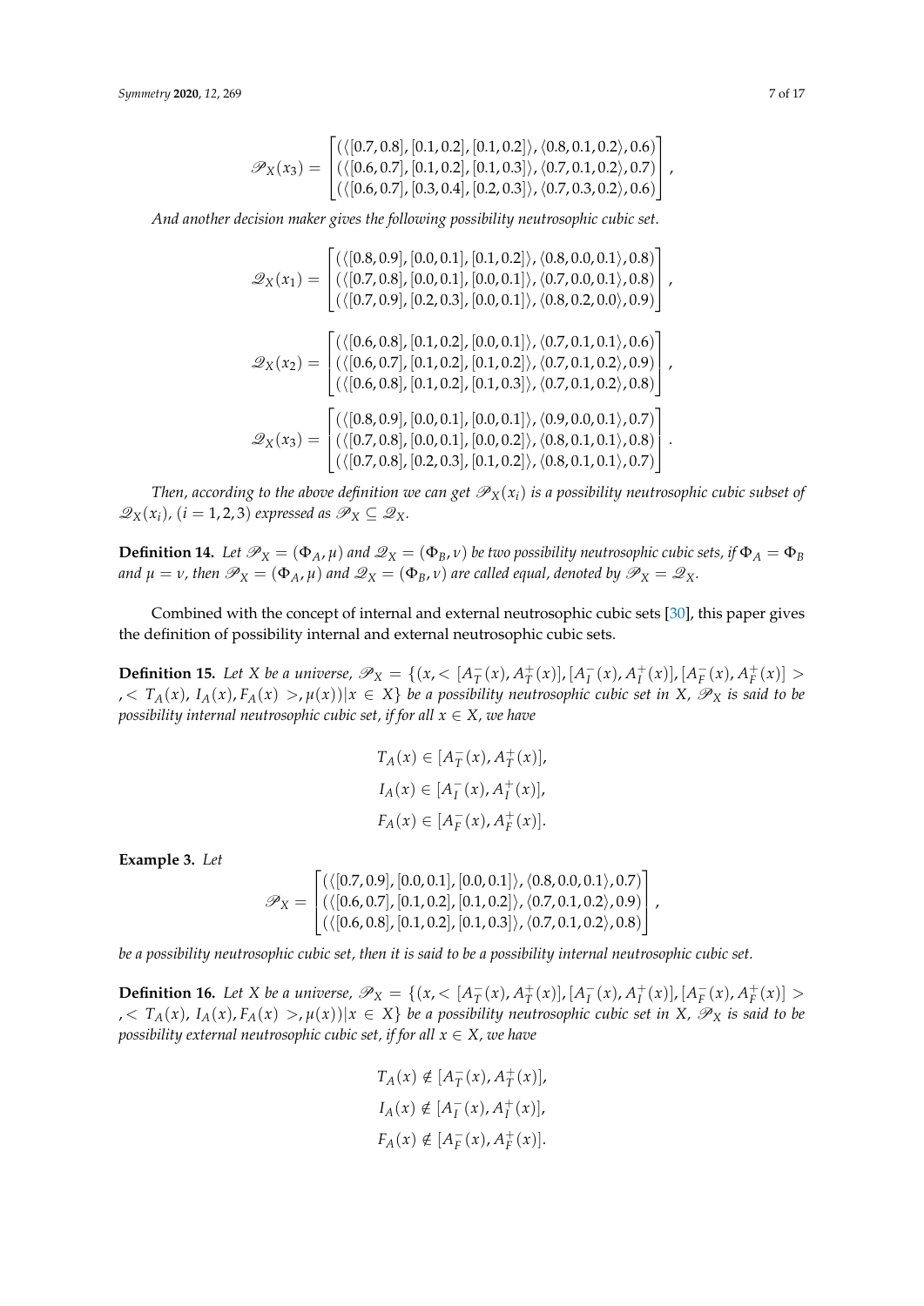$$\mathscr{P}_X(x_3) = \begin{bmatrix} (\langle[0.7, 0.8], [0.1, 0.2], [0.1, 0.2]\rangle, \langle 0.8, 0.1, 0.2\rangle, 0.6) \\ (\langle[0.6, 0.7], [0.1, 0.2], [0.1, 0.3]\rangle, \langle 0.7, 0.1, 0.2\rangle, 0.7) \\ (\langle[0.6, 0.7], [0.3, 0.4], [0.2, 0.3]\rangle, \langle 0.7, 0.3, 0.2\rangle, 0.6) \end{bmatrix},$$

*And another decision maker gives the following possibility neutrosophic cubic set.*

$$\mathscr{Q}_X(x_1) = \begin{bmatrix} (\langle[0.8, 0.9], [0.0, 0.1], [0.1, 0.2]\rangle, \langle 0.8, 0.0, 0.1\rangle, 0.8) \\ (\langle[0.7, 0.8], [0.0, 0.1], [0.0, 0.1]\rangle, \langle 0.7, 0.0, 0.1\rangle, 0.8) \\ (\langle[0.7, 0.9], [0.2, 0.3], [0.0, 0.1]\rangle, \langle 0.8, 0.2, 0.0\rangle, 0.9) \end{bmatrix},$$

$$\mathscr{Q}_X(x_2) = \begin{bmatrix} (\langle[0.6, 0.8], [0.1, 0.2], [0.0, 0.1]\rangle, \langle 0.7, 0.1, 0.1\rangle, 0.6) \\ (\langle[0.6, 0.7], [0.1, 0.2], [0.1, 0.2]\rangle, \langle 0.7, 0.1, 0.2\rangle, 0.9) \\ (\langle[0.6, 0.8], [0.1, 0.2], [0.1, 0.3]\rangle, \langle 0.7, 0.1, 0.2\rangle, 0.8) \end{bmatrix},$$

$$\mathscr{Q}_X(x_3) = \begin{bmatrix} (\langle[0.8, 0.9], [0.0, 0.1], [0.0, 0.1]\rangle, \langle 0.9, 0.0, 0.1\rangle, 0.7) \\ (\langle[0.7, 0.8], [0.0, 0.1], [0.0, 0.2]\rangle, \langle 0.8, 0.1, 0.1\rangle, 0.8) \\ (\langle[0.7, 0.8], [0.2, 0.3], [0.1, 0.2]\rangle, \langle 0.8, 0.1, 0.1\rangle, 0.7) \end{bmatrix}.$$

*Then, according to the above definition we can get $\mathscr{P}_X(x_i)$ is a possibility neutrosophic cubic subset of $\mathscr{Q}_X(x_i)$, $(i = 1, 2, 3)$ expressed as $\mathscr{P}_X \subseteq \mathscr{Q}_X$.*

**Definition 14.** *Let $\mathscr{P}_X = (\Phi_A, \mu)$ and $\mathscr{Q}_X = (\Phi_B, \nu)$ be two possibility neutrosophic cubic sets, if $\Phi_A = \Phi_B$ and $\mu = \nu$, then $\mathscr{P}_X = (\Phi_A, \mu)$ and $\mathscr{Q}_X = (\Phi_B, \nu)$ are called equal, denoted by $\mathscr{P}_X = \mathscr{Q}_X$.*

Combined with the concept of internal and external neutrosophic cubic sets [30], this paper gives the definition of possibility internal and external neutrosophic cubic sets.

**Definition 15.** *Let X be a universe, $\mathscr{P}_X = \{(x, <[A_T^-(x), A_T^+(x)], [A_I^-(x), A_I^+(x)], [A_F^-(x), A_F^+(x)]>, <T_A(x), I_A(x), F_A(x)>, \mu(x)) | x \in X\}$ be a possibility neutrosophic cubic set in X, $\mathscr{P}_X$ is said to be possibility internal neutrosophic cubic set, if for all $x \in X$, we have*

$$T_A(x) \in [A_T^-(x), A_T^+(x)],$$
$$I_A(x) \in [A_I^-(x), A_I^+(x)],$$
$$F_A(x) \in [A_F^-(x), A_F^+(x)].$$

**Example 3.** *Let*

$$\mathscr{P}_X = \begin{bmatrix} (\langle[0.7, 0.9], [0.0, 0.1], [0.0, 0.1]\rangle, \langle 0.8, 0.0, 0.1\rangle, 0.7) \\ (\langle[0.6, 0.7], [0.1, 0.2], [0.1, 0.2]\rangle, \langle 0.7, 0.1, 0.2\rangle, 0.9) \\ (\langle[0.6, 0.8], [0.1, 0.2], [0.1, 0.3]\rangle, \langle 0.7, 0.1, 0.2\rangle, 0.8) \end{bmatrix},$$

*be a possibility neutrosophic cubic set, then it is said to be a possibility internal neutrosophic cubic set.*

**Definition 16.** *Let X be a universe, $\mathscr{P}_X = \{(x, <[A_T^-(x), A_T^+(x)], [A_I^-(x), A_I^+(x)], [A_F^-(x), A_F^+(x)]>, <T_A(x), I_A(x), F_A(x)>, \mu(x)) | x \in X\}$ be a possibility neutrosophic cubic set in X, $\mathscr{P}_X$ is said to be possibility external neutrosophic cubic set, if for all $x \in X$, we have*

$$T_A(x) \notin [A_T^-(x), A_T^+(x)],$$
$$I_A(x) \notin [A_I^-(x), A_I^+(x)],$$
$$F_A(x) \notin [A_F^-(x), A_F^+(x)].$$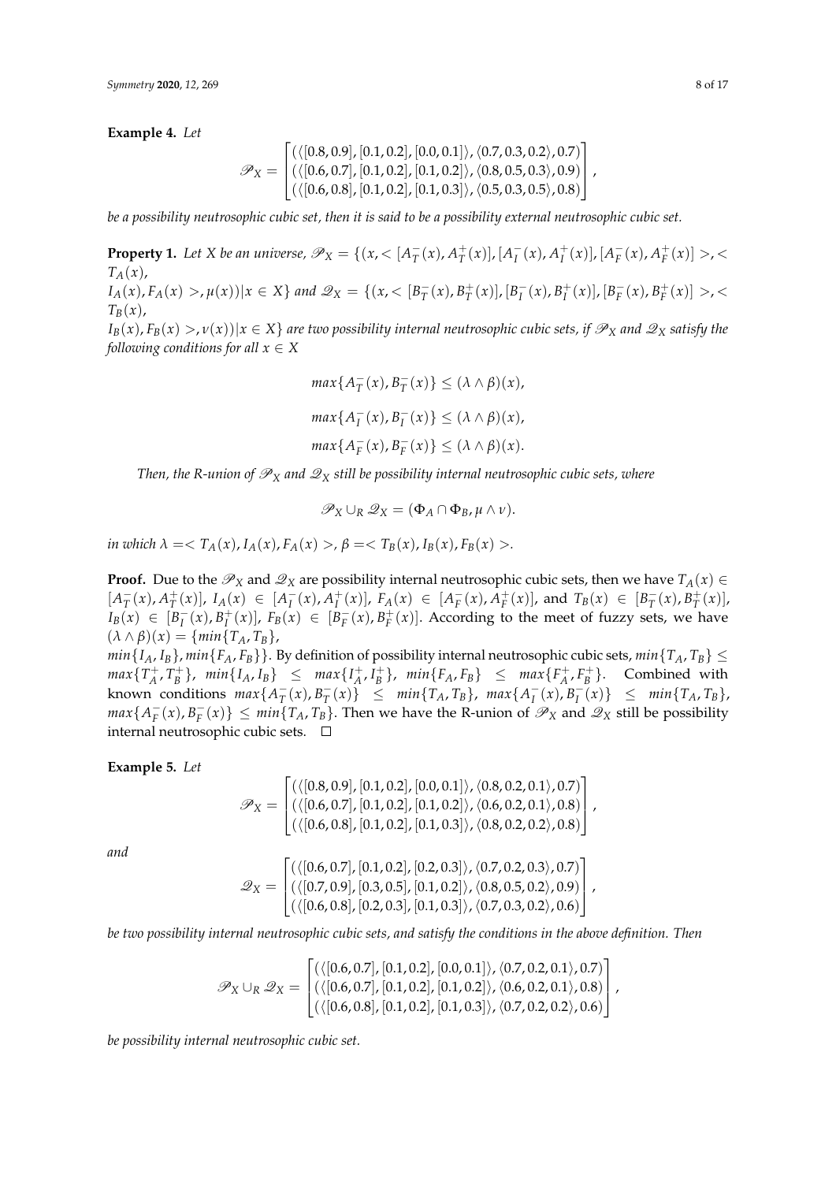**Example 4.** *Let*

$$\mathscr{P}_X = \begin{bmatrix} (\langle [0.8, 0.9], [0.1, 0.2], [0.0, 0.1] \rangle, \langle 0.7, 0.3, 0.2 \rangle, 0.7) \\ (\langle [0.6, 0.7], [0.1, 0.2], [0.1, 0.2] \rangle, \langle 0.8, 0.5, 0.3 \rangle, 0.9) \\ (\langle [0.6, 0.8], [0.1, 0.2], [0.1, 0.3] \rangle, \langle 0.5, 0.3, 0.5 \rangle, 0.8) \end{bmatrix},$$

*be a possibility neutrosophic cubic set, then it is said to be a possibility external neutrosophic cubic set.*

**Property 1.** *Let $X$ be an universe, $\mathscr{P}_X = \{(x, < [A_T^-(x), A_T^+(x)], [A_I^-(x), A_I^+(x)], [A_F^-(x), A_F^+(x)] >, < T_A(x), I_A(x), F_A(x) >, \mu(x)) | x \in X\}$ and $\mathscr{Q}_X = \{(x, < [B_T^-(x), B_T^+(x)], [B_I^-(x), B_I^+(x)], [B_F^-(x), B_F^+(x)] >, < T_B(x), I_B(x), F_B(x) >, \nu(x)) | x \in X\}$ are two possibility internal neutrosophic cubic sets, if $\mathscr{P}_X$ and $\mathscr{Q}_X$ satisfy the following conditions for all $x \in X$*

$$max\{A_T^-(x), B_T^-(x)\} \leq (\lambda \wedge \beta)(x),$$

$$max\{A_I^-(x), B_I^-(x)\} \leq (\lambda \wedge \beta)(x),$$

$$max\{A_F^-(x), B_F^-(x)\} \leq (\lambda \wedge \beta)(x).$$

*Then, the R-union of $\mathscr{P}_X$ and $\mathscr{Q}_X$ still be possibility internal neutrosophic cubic sets, where*

$$\mathscr{P}_X \cup_R \mathscr{Q}_X = (\Phi_A \cap \Phi_B, \mu \wedge \nu).$$

*in which $\lambda =< T_A(x), I_A(x), F_A(x) >$, $\beta =< T_B(x), I_B(x), F_B(x) >$.*

**Proof.** Due to the $\mathscr{P}_X$ and $\mathscr{Q}_X$ are possibility internal neutrosophic cubic sets, then we have $T_A(x) \in [A_T^-(x), A_T^+(x)]$, $I_A(x) \in [A_I^-(x), A_I^+(x)]$, $F_A(x) \in [A_F^-(x), A_F^+(x)]$, and $T_B(x) \in [B_T^-(x), B_T^+(x)]$, $I_B(x) \in [B_I^-(x), B_I^+(x)]$, $F_B(x) \in [B_F^-(x), B_F^+(x)]$. According to the meet of fuzzy sets, we have $(\lambda \wedge \beta)(x) = \{min\{T_A, T_B\}, min\{I_A, I_B\}, min\{F_A, F_B\}\}$. By definition of possibility internal neutrosophic cubic sets, $min\{T_A, T_B\} \leq max\{T_A^+, T_B^+\}$, $min\{I_A, I_B\} \leq max\{I_A^+, I_B^+\}$, $min\{F_A, F_B\} \leq max\{F_A^+, F_B^+\}$. Combined with known conditions $max\{A_T^-(x), B_T^-(x)\} \leq min\{T_A, T_B\}$, $max\{A_I^-(x), B_I^-(x)\} \leq min\{T_A, T_B\}$, $max\{A_F^-(x), B_F^-(x)\} \leq min\{T_A, T_B\}$. Then we have the R-union of $\mathscr{P}_X$ and $\mathscr{Q}_X$ still be possibility internal neutrosophic cubic sets. □

**Example 5.** *Let*

$$\mathscr{P}_X = \begin{bmatrix} (\langle [0.8, 0.9], [0.1, 0.2], [0.0, 0.1] \rangle, \langle 0.8, 0.2, 0.1 \rangle, 0.7) \\ (\langle [0.6, 0.7], [0.1, 0.2], [0.1, 0.2] \rangle, \langle 0.6, 0.2, 0.1 \rangle, 0.8) \\ (\langle [0.6, 0.8], [0.1, 0.2], [0.1, 0.3] \rangle, \langle 0.8, 0.2, 0.2 \rangle, 0.8) \end{bmatrix},$$

*and*

$$\mathscr{Q}_X = \begin{bmatrix} (\langle [0.6, 0.7], [0.1, 0.2], [0.2, 0.3] \rangle, \langle 0.7, 0.2, 0.3 \rangle, 0.7) \\ (\langle [0.7, 0.9], [0.3, 0.5], [0.1, 0.2] \rangle, \langle 0.8, 0.5, 0.2 \rangle, 0.9) \\ (\langle [0.6, 0.8], [0.2, 0.3], [0.1, 0.3] \rangle, \langle 0.7, 0.3, 0.2 \rangle, 0.6) \end{bmatrix},$$

*be two possibility internal neutrosophic cubic sets, and satisfy the conditions in the above definition. Then*

$$\mathscr{P}_X \cup_R \mathscr{Q}_X = \begin{bmatrix} (\langle [0.6, 0.7], [0.1, 0.2], [0.0, 0.1] \rangle, \langle 0.7, 0.2, 0.1 \rangle, 0.7) \\ (\langle [0.6, 0.7], [0.1, 0.2], [0.1, 0.2] \rangle, \langle 0.6, 0.2, 0.1 \rangle, 0.8) \\ (\langle [0.6, 0.8], [0.1, 0.2], [0.1, 0.3] \rangle, \langle 0.7, 0.2, 0.2 \rangle, 0.6) \end{bmatrix},$$

*be possibility internal neutrosophic cubic set.*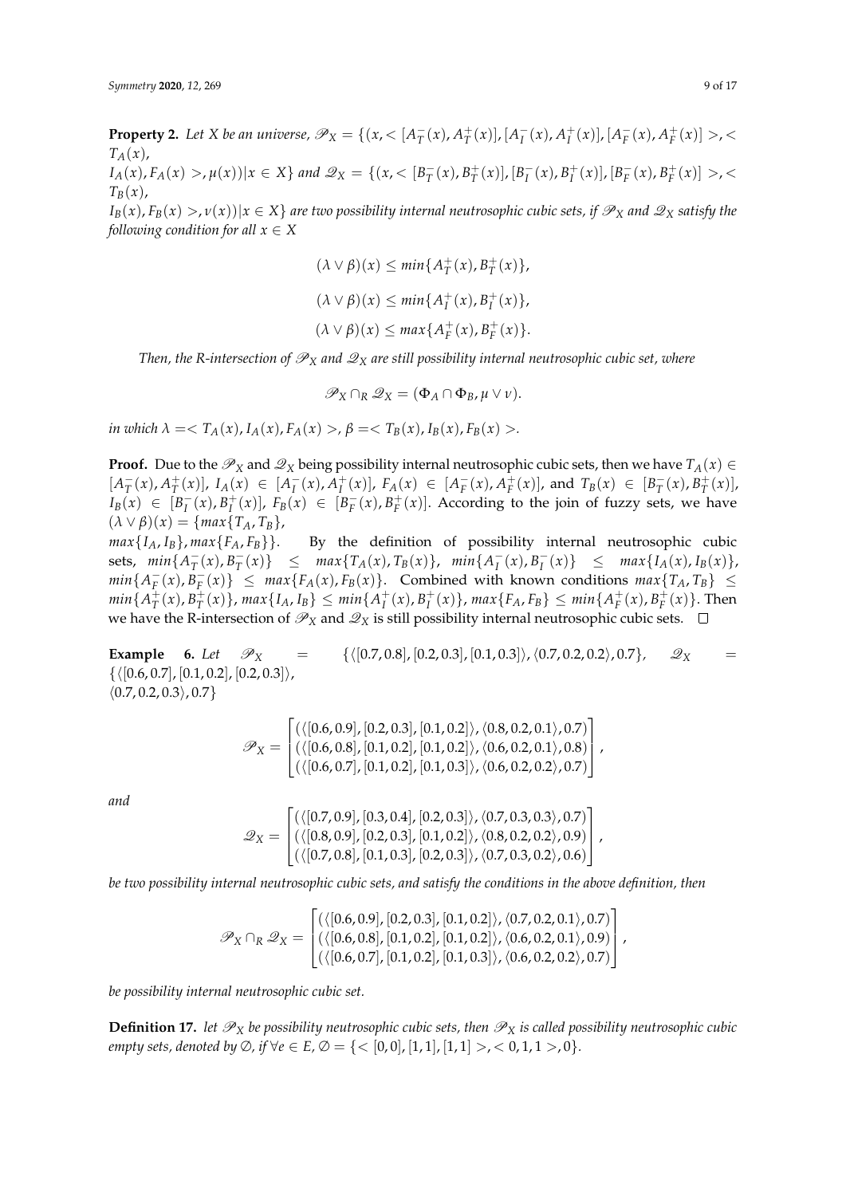**Property 2.** *Let $X$ be an universe, $\mathscr{P}_X = \{(x, < [A_T^-(x), A_T^+(x)], [A_I^-(x), A_I^+(x)], [A_F^-(x), A_F^+(x)] >, < T_A(x), I_A(x), F_A(x) >, \mu(x)) | x \in X\}$ and $\mathscr{Q}_X = \{(x, < [B_T^-(x), B_T^+(x)], [B_I^-(x), B_I^+(x)], [B_F^-(x), B_F^+(x)] >, < T_B(x), I_B(x), F_B(x) >, \nu(x)) | x \in X\}$ are two possibility internal neutrosophic cubic sets, if $\mathscr{P}_X$ and $\mathscr{Q}_X$ satisfy the following condition for all $x \in X$*

$$(\lambda \vee \beta)(x) \leq min\{A_T^+(x), B_T^+(x)\},$$

$$(\lambda \vee \beta)(x) \leq min\{A_I^+(x), B_I^+(x)\},$$

$$(\lambda \vee \beta)(x) \leq max\{A_F^+(x), B_F^+(x)\}.$$

*Then, the R-intersection of $\mathscr{P}_X$ and $\mathscr{Q}_X$ are still possibility internal neutrosophic cubic set, where*

$$\mathscr{P}_X \cap_R \mathscr{Q}_X = (\Phi_A \cap \Phi_B, \mu \vee \nu).$$

*in which $\lambda = < T_A(x), I_A(x), F_A(x) >$, $\beta = < T_B(x), I_B(x), F_B(x) >$.*

**Proof.** Due to the $\mathscr{P}_X$ and $\mathscr{Q}_X$ being possibility internal neutrosophic cubic sets, then we have $T_A(x) \in [A_T^-(x), A_T^+(x)]$, $I_A(x) \in [A_I^-(x), A_I^+(x)]$, $F_A(x) \in [A_F^-(x), A_F^+(x)]$, and $T_B(x) \in [B_T^-(x), B_T^+(x)]$, $I_B(x) \in [B_I^-(x), B_I^+(x)]$, $F_B(x) \in [B_F^-(x), B_F^+(x)]$. According to the join of fuzzy sets, we have $(\lambda \vee \beta)(x) = \{max\{T_A, T_B\}, max\{I_A, I_B\}, max\{F_A, F_B\}\}$. By the definition of possibility internal neutrosophic cubic sets, $min\{A_T^-(x), B_T^-(x)\} \leq max\{T_A(x), T_B(x)\}$, $min\{A_I^-(x), B_I^-(x)\} \leq max\{I_A(x), I_B(x)\}$, $min\{A_F^-(x), B_F^-(x)\} \leq max\{F_A(x), F_B(x)\}$. Combined with known conditions $max\{T_A, T_B\} \leq min\{A_T^+(x), B_T^+(x)\}$, $max\{I_A, I_B\} \leq min\{A_I^+(x), B_I^+(x)\}$, $max\{F_A, F_B\} \leq min\{A_F^+(x), B_F^+(x)\}$. Then we have the R-intersection of $\mathscr{P}_X$ and $\mathscr{Q}_X$ is still possibility internal neutrosophic cubic sets. $\square$

**Example 6.** *Let $\mathscr{P}_X = \{\langle [0.7, 0.8], [0.2, 0.3], [0.1, 0.3] \rangle, \langle 0.7, 0.2, 0.2 \rangle, 0.7\}$, $\mathscr{Q}_X = \{\langle [0.6, 0.7], [0.1, 0.2], [0.2, 0.3] \rangle, \langle 0.7, 0.2, 0.3 \rangle, 0.7\}$*

$$\mathscr{P}_X = \begin{bmatrix} (\langle [0.6, 0.9], [0.2, 0.3], [0.1, 0.2] \rangle, \langle 0.8, 0.2, 0.1 \rangle, 0.7) \\ (\langle [0.6, 0.8], [0.1, 0.2], [0.1, 0.2] \rangle, \langle 0.6, 0.2, 0.1 \rangle, 0.8) \\ (\langle [0.6, 0.7], [0.1, 0.2], [0.1, 0.3] \rangle, \langle 0.6, 0.2, 0.2 \rangle, 0.7) \end{bmatrix},$$

*and*

$$\mathscr{Q}_X = \begin{bmatrix} (\langle [0.7, 0.9], [0.3, 0.4], [0.2, 0.3] \rangle, \langle 0.7, 0.3, 0.3 \rangle, 0.7) \\ (\langle [0.8, 0.9], [0.2, 0.3], [0.1, 0.2] \rangle, \langle 0.8, 0.2, 0.2 \rangle, 0.9) \\ (\langle [0.7, 0.8], [0.1, 0.3], [0.2, 0.3] \rangle, \langle 0.7, 0.3, 0.2 \rangle, 0.6) \end{bmatrix},$$

*be two possibility internal neutrosophic cubic sets, and satisfy the conditions in the above definition, then*

$$\mathscr{P}_X \cap_R \mathscr{Q}_X = \begin{bmatrix} (\langle [0.6, 0.9], [0.2, 0.3], [0.1, 0.2] \rangle, \langle 0.7, 0.2, 0.1 \rangle, 0.7) \\ (\langle [0.6, 0.8], [0.1, 0.2], [0.1, 0.2] \rangle, \langle 0.6, 0.2, 0.1 \rangle, 0.9) \\ (\langle [0.6, 0.7], [0.1, 0.2], [0.1, 0.3] \rangle, \langle 0.6, 0.2, 0.2 \rangle, 0.7) \end{bmatrix},$$

*be possibility internal neutrosophic cubic set.*

**Definition 17.** *let $\mathscr{P}_X$ be possibility neutrosophic cubic sets, then $\mathscr{P}_X$ is called possibility neutrosophic cubic empty sets, denoted by $\emptyset$, if $\forall e \in E$, $\emptyset = \{< [0, 0], [1, 1], [1, 1] >, < 0, 1, 1 >, 0\}$.*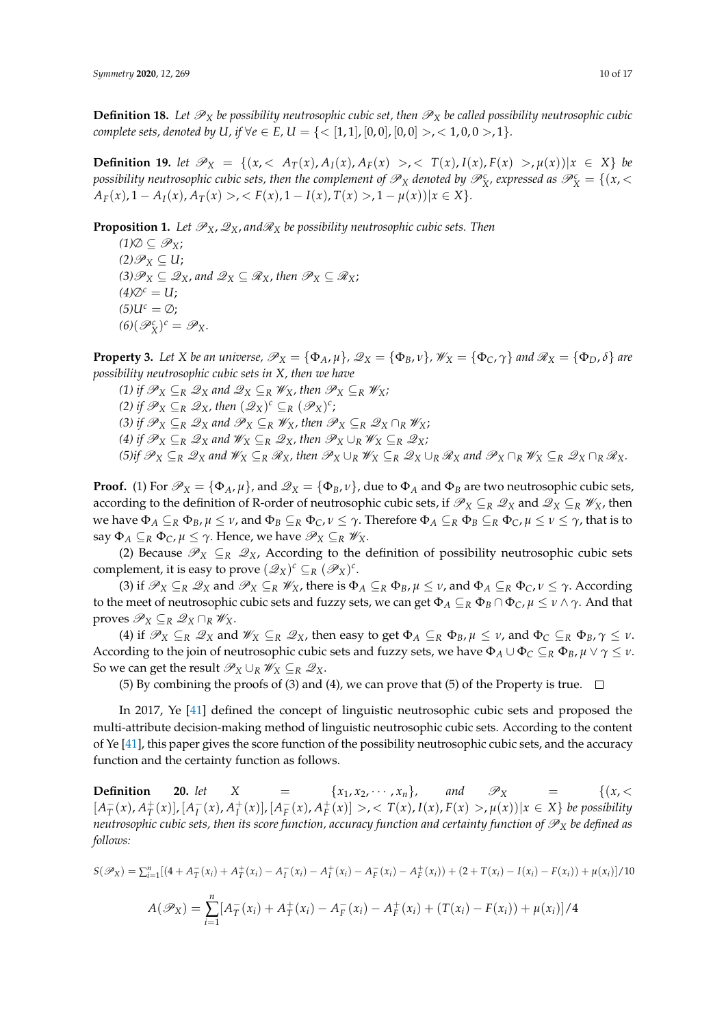**Definition 18.** *Let $\mathscr{P}_X$ be possibility neutrosophic cubic set, then $\mathscr{P}_X$ be called possibility neutrosophic cubic complete sets, denoted by $U$, if $\forall e \in E$, $U = \{<[1,1],[0,0],[0,0]>,<1,0,0>,1\}$.*

**Definition 19.** *let $\mathscr{P}_X = \{(x, < A_T(x), A_I(x), A_F(x) >, < T(x), I(x), F(x) >, \mu(x)) | x \in X\}$ be possibility neutrosophic cubic sets, then the complement of $\mathscr{P}_X$ denoted by $\mathscr{P}_X^c$, expressed as $\mathscr{P}_X^c = \{(x, < A_F(x), 1 - A_I(x), A_T(x) >, < F(x), 1 - I(x), T(x) >, 1 - \mu(x)) | x \in X\}$.*

**Proposition 1.** *Let $\mathscr{P}_X, \mathscr{Q}_X$, and $\mathscr{R}_X$ be possibility neutrosophic cubic sets. Then*

*(1)$\emptyset \subseteq \mathscr{P}_X$;*
*(2)$\mathscr{P}_X \subseteq U$;*
*(3)$\mathscr{P}_X \subseteq \mathscr{Q}_X$, and $\mathscr{Q}_X \subseteq \mathscr{R}_X$, then $\mathscr{P}_X \subseteq \mathscr{R}_X$;*
*(4)$\emptyset^c = U$;*
*(5)$U^c = \emptyset$;*
*(6)$(\mathscr{P}_X^c)^c = \mathscr{P}_X$.*

**Property 3.** *Let $X$ be an universe, $\mathscr{P}_X = \{\Phi_A, \mu\}$, $\mathscr{Q}_X = \{\Phi_B, \nu\}$, $\mathscr{W}_X = \{\Phi_C, \gamma\}$ and $\mathscr{R}_X = \{\Phi_D, \delta\}$ are possibility neutrosophic cubic sets in $X$, then we have*

*(1) if $\mathscr{P}_X \subseteq_R \mathscr{Q}_X$ and $\mathscr{Q}_X \subseteq_R \mathscr{W}_X$, then $\mathscr{P}_X \subseteq_R \mathscr{W}_X$;*
*(2) if $\mathscr{P}_X \subseteq_R \mathscr{Q}_X$, then $(\mathscr{Q}_X)^c \subseteq_R (\mathscr{P}_X)^c$;*
*(3) if $\mathscr{P}_X \subseteq_R \mathscr{Q}_X$ and $\mathscr{P}_X \subseteq_R \mathscr{W}_X$, then $\mathscr{P}_X \subseteq_R \mathscr{Q}_X \cap_R \mathscr{W}_X$;*
*(4) if $\mathscr{P}_X \subseteq_R \mathscr{Q}_X$ and $\mathscr{W}_X \subseteq_R \mathscr{Q}_X$, then $\mathscr{P}_X \cup_R \mathscr{W}_X \subseteq_R \mathscr{Q}_X$;*
*(5)if $\mathscr{P}_X \subseteq_R \mathscr{Q}_X$ and $\mathscr{W}_X \subseteq_R \mathscr{R}_X$, then $\mathscr{P}_X \cup_R \mathscr{W}_X \subseteq_R \mathscr{Q}_X \cup_R \mathscr{R}_X$ and $\mathscr{P}_X \cap_R \mathscr{W}_X \subseteq_R \mathscr{Q}_X \cap_R \mathscr{R}_X$.*

**Proof.** (1) For $\mathscr{P}_X = \{\Phi_A, \mu\}$, and $\mathscr{Q}_X = \{\Phi_B, \nu\}$, due to $\Phi_A$ and $\Phi_B$ are two neutrosophic cubic sets, according to the definition of R-order of neutrosophic cubic sets, if $\mathscr{P}_X \subseteq_R \mathscr{Q}_X$ and $\mathscr{Q}_X \subseteq_R \mathscr{W}_X$, then we have $\Phi_A \subseteq_R \Phi_B, \mu \leq \nu$, and $\Phi_B \subseteq_R \Phi_C, \nu \leq \gamma$. Therefore $\Phi_A \subseteq_R \Phi_B \subseteq_R \Phi_C, \mu \leq \nu \leq \gamma$, that is to say $\Phi_A \subseteq_R \Phi_C, \mu \leq \gamma$. Hence, we have $\mathscr{P}_X \subseteq_R \mathscr{W}_X$.

(2) Because $\mathscr{P}_X \subseteq_R \mathscr{Q}_X$, According to the definition of possibility neutrosophic cubic sets complement, it is easy to prove $(\mathscr{Q}_X)^c \subseteq_R (\mathscr{P}_X)^c$.

(3) if $\mathscr{P}_X \subseteq_R \mathscr{Q}_X$ and $\mathscr{P}_X \subseteq_R \mathscr{W}_X$, there is $\Phi_A \subseteq_R \Phi_B, \mu \leq \nu$, and $\Phi_A \subseteq_R \Phi_C, \nu \leq \gamma$. According to the meet of neutrosophic cubic sets and fuzzy sets, we can get $\Phi_A \subseteq_R \Phi_B \cap \Phi_C, \mu \leq \nu \wedge \gamma$. And that proves $\mathscr{P}_X \subseteq_R \mathscr{Q}_X \cap_R \mathscr{W}_X$.

(4) if $\mathscr{P}_X \subseteq_R \mathscr{Q}_X$ and $\mathscr{W}_X \subseteq_R \mathscr{Q}_X$, then easy to get $\Phi_A \subseteq_R \Phi_B, \mu \leq \nu$, and $\Phi_C \subseteq_R \Phi_B, \gamma \leq \nu$. According to the join of neutrosophic cubic sets and fuzzy sets, we have $\Phi_A \cup \Phi_C \subseteq_R \Phi_B, \mu \vee \gamma \leq \nu$. So we can get the result $\mathscr{P}_X \cup_R \mathscr{W}_X \subseteq_R \mathscr{Q}_X$.

(5) By combining the proofs of (3) and (4), we can prove that (5) of the Property is true. □

In 2017, Ye [41] defined the concept of linguistic neutrosophic cubic sets and proposed the multi-attribute decision-making method of linguistic neutrosophic cubic sets. According to the content of Ye [41], this paper gives the score function of the possibility neutrosophic cubic sets, and the accuracy function and the certainty function as follows.

**Definition 20.** *let $X = \{x_1, x_2, \cdots, x_n\}$, and $\mathscr{P}_X = \{(x, < [A_T^-(x), A_T^+(x)], [A_I^-(x), A_I^+(x)], [A_F^-(x), A_F^+(x)] >, < T(x), I(x), F(x) >, \mu(x)) | x \in X\}$ be possibility neutrosophic cubic sets, then its score function, accuracy function and certainty function of $\mathscr{P}_X$ be defined as follows:*

$$S(\mathscr{P}_X) = \sum_{i=1}^{n}[(4 + A_T^-(x_i) + A_T^+(x_i) - A_I^-(x_i) - A_I^+(x_i) - A_F^-(x_i) - A_F^+(x_i)) + (2 + T(x_i) - I(x_i) - F(x_i)) + \mu(x_i)]/10$$

$$A(\mathscr{P}_X) = \sum_{i=1}^{n}[A_T^-(x_i) + A_T^+(x_i) - A_F^-(x_i) - A_F^+(x_i) + (T(x_i) - F(x_i)) + \mu(x_i)]/4$$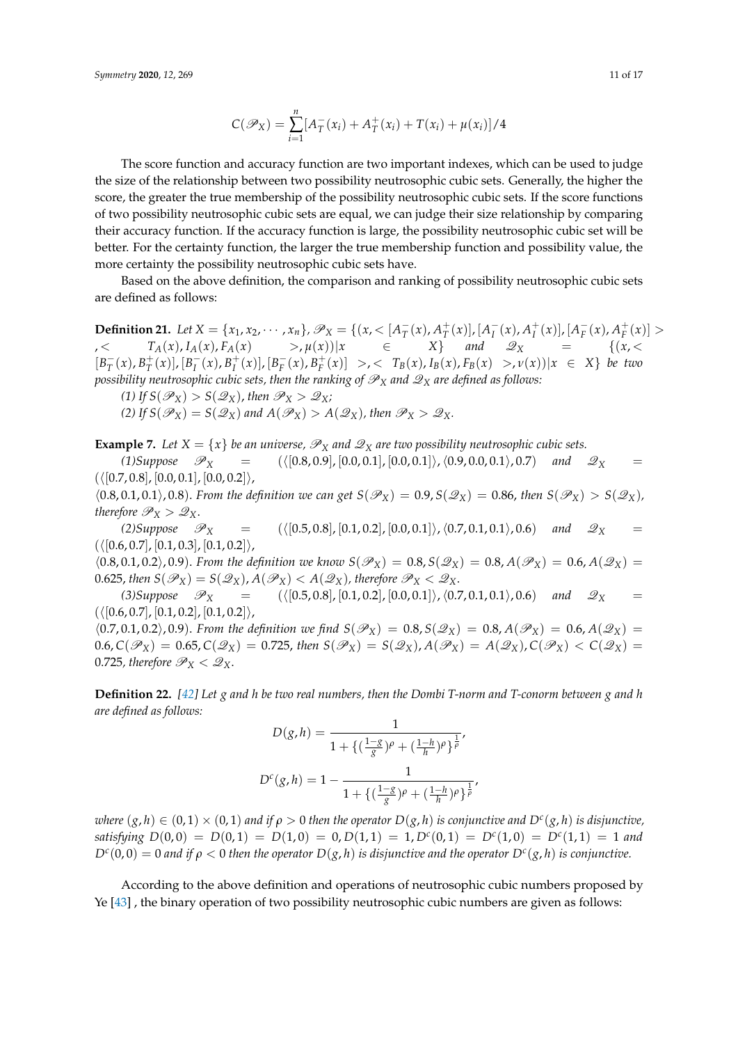$$C(\mathscr{P}_X) = \sum_{i=1}^{n}[A_T^-(x_i) + A_T^+(x_i) + T(x_i) + \mu(x_i)]/4$$

The score function and accuracy function are two important indexes, which can be used to judge the size of the relationship between two possibility neutrosophic cubic sets. Generally, the higher the score, the greater the true membership of the possibility neutrosophic cubic sets. If the score functions of two possibility neutrosophic cubic sets are equal, we can judge their size relationship by comparing their accuracy function. If the accuracy function is large, the possibility neutrosophic cubic set will be better. For the certainty function, the larger the true membership function and possibility value, the more certainty the possibility neutrosophic cubic sets have.

Based on the above definition, the comparison and ranking of possibility neutrosophic cubic sets are defined as follows:

**Definition 21.** *Let $X = \{x_1, x_2, \cdots, x_n\}$, $\mathscr{P}_X = \{(x, <[A_T^-(x), A_T^+(x)], [A_I^-(x), A_I^+(x)], [A_F^-(x), A_F^+(x)]>, < T_A(x), I_A(x), F_A(x) >, \mu(x))|x \in X\}$ and $\mathscr{Q}_X = \{(x, < [B_T^-(x), B_T^+(x)], [B_I^-(x), B_I^+(x)], [B_F^-(x), B_F^+(x)] >, < T_B(x), I_B(x), F_B(x) >, \nu(x))|x \in X\}$ be two possibility neutrosophic cubic sets, then the ranking of $\mathscr{P}_X$ and $\mathscr{Q}_X$ are defined as follows:*

*(1) If $S(\mathscr{P}_X) > S(\mathscr{Q}_X)$, then $\mathscr{P}_X > \mathscr{Q}_X$;*

*(2) If $S(\mathscr{P}_X) = S(\mathscr{Q}_X)$ and $A(\mathscr{P}_X) > A(\mathscr{Q}_X)$, then $\mathscr{P}_X > \mathscr{Q}_X$.*

**Example 7.** *Let $X = \{x\}$ be an universe, $\mathscr{P}_X$ and $\mathscr{Q}_X$ are two possibility neutrosophic cubic sets.*

*(1)Suppose $\mathscr{P}_X = (\langle[0.8, 0.9], [0.0, 0.1], [0.0, 0.1]\rangle, \langle 0.9, 0.0, 0.1\rangle, 0.7)$ and $\mathscr{Q}_X = (\langle[0.7, 0.8], [0.0, 0.1], [0.0, 0.2]\rangle,$ $\langle 0.8, 0.1, 0.1\rangle, 0.8)$. From the definition we can get $S(\mathscr{P}_X) = 0.9, S(\mathscr{Q}_X) = 0.86$, then $S(\mathscr{P}_X) > S(\mathscr{Q}_X)$, therefore $\mathscr{P}_X > \mathscr{Q}_X$.*

*(2)Suppose $\mathscr{P}_X = (\langle[0.5, 0.8], [0.1, 0.2], [0.0, 0.1]\rangle, \langle 0.7, 0.1, 0.1\rangle, 0.6)$ and $\mathscr{Q}_X = (\langle[0.6, 0.7], [0.1, 0.3], [0.1, 0.2]\rangle,$ $\langle 0.8, 0.1, 0.2\rangle, 0.9)$. From the definition we know $S(\mathscr{P}_X) = 0.8, S(\mathscr{Q}_X) = 0.8, A(\mathscr{P}_X) = 0.6, A(\mathscr{Q}_X) = 0.625$, then $S(\mathscr{P}_X) = S(\mathscr{Q}_X), A(\mathscr{P}_X) < A(\mathscr{Q}_X)$, therefore $\mathscr{P}_X < \mathscr{Q}_X$.*

*(3)Suppose $\mathscr{P}_X = (\langle[0.5, 0.8], [0.1, 0.2], [0.0, 0.1]\rangle, \langle 0.7, 0.1, 0.1\rangle, 0.6)$ and $\mathscr{Q}_X = (\langle[0.6, 0.7], [0.1, 0.2], [0.1, 0.2]\rangle,$ $\langle 0.7, 0.1, 0.2\rangle, 0.9)$. From the definition we find $S(\mathscr{P}_X) = 0.8, S(\mathscr{Q}_X) = 0.8, A(\mathscr{P}_X) = 0.6, A(\mathscr{Q}_X) = 0.6, C(\mathscr{P}_X) = 0.65, C(\mathscr{Q}_X) = 0.725$, then $S(\mathscr{P}_X) = S(\mathscr{Q}_X), A(\mathscr{P}_X) = A(\mathscr{Q}_X), C(\mathscr{P}_X) < C(\mathscr{Q}_X) = 0.725$, therefore $\mathscr{P}_X < \mathscr{Q}_X$.*

**Definition 22.** *[42] Let $g$ and $h$ be two real numbers, then the Dombi T-norm and T-conorm between $g$ and $h$ are defined as follows:*

$$D(g, h) = \frac{1}{1 + \{(\frac{1-g}{g})^\rho + (\frac{1-h}{h})^\rho\}^{\frac{1}{\rho}}},$$

$$D^c(g, h) = 1 - \frac{1}{1 + \{(\frac{1-g}{g})^\rho + (\frac{1-h}{h})^\rho\}^{\frac{1}{\rho}}},$$

*where $(g, h) \in (0, 1) \times (0, 1)$ and if $\rho > 0$ then the operator $D(g, h)$ is conjunctive and $D^c(g, h)$ is disjunctive, satisfying $D(0, 0) = D(0, 1) = D(1, 0) = 0, D(1, 1) = 1, D^c(0, 1) = D^c(1, 0) = D^c(1, 1) = 1$ and $D^c(0, 0) = 0$ and if $\rho < 0$ then the operator $D(g, h)$ is disjunctive and the operator $D^c(g, h)$ is conjunctive.*

According to the above definition and operations of neutrosophic cubic numbers proposed by Ye [43] , the binary operation of two possibility neutrosophic cubic numbers are given as follows: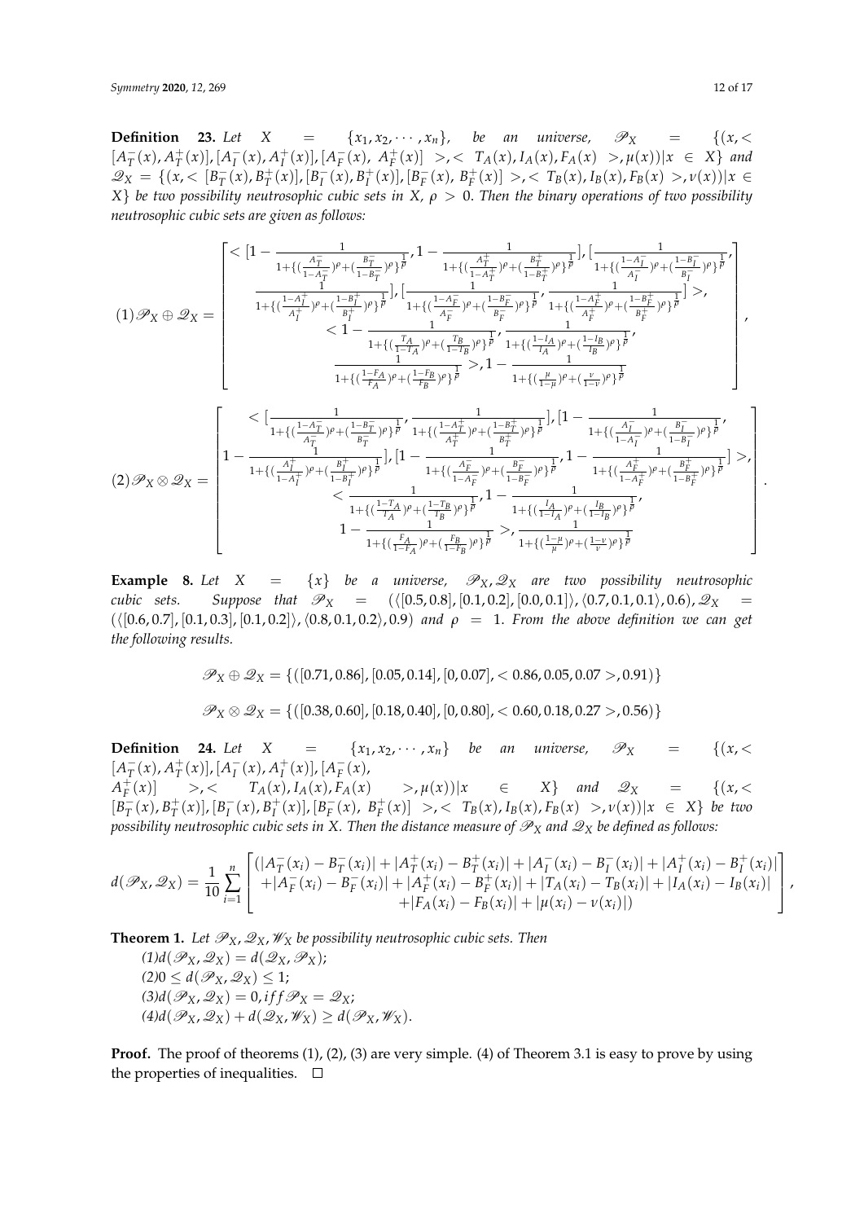**Definition 23.** *Let $X = \{x_1, x_2, \cdots, x_n\}$, be an universe, $\mathscr{P}_X = \{(x, < [A_T^-(x), A_T^+(x)], [A_I^-(x), A_I^+(x)], [A_F^-(x), A_F^+(x)] >, < T_A(x), I_A(x), F_A(x) >, \mu(x)) | x \in X\}$ and $\mathscr{Q}_X = \{(x, < [B_T^-(x), B_T^+(x)], [B_I^-(x), B_I^+(x)], [B_F^-(x), B_F^+(x)] >, < T_B(x), I_B(x), F_B(x) >, \nu(x)) | x \in X\}$ be two possibility neutrosophic cubic sets in $X$, $\rho > 0$. Then the binary operations of two possibility neutrosophic cubic sets are given as follows:*

$$(1)\mathscr{P}_X \oplus \mathscr{Q}_X = \begin{bmatrix} < [1 - \frac{1}{1+\{(\frac{A_T^-}{1-A_T^-})^\rho + (\frac{B_T^-}{1-B_T^-})^\rho\}^{\frac{1}{\rho}}}, 1 - \frac{1}{1+\{(\frac{A_T^+}{1-A_T^+})^\rho + (\frac{B_T^+}{1-B_T^+})^\rho\}^{\frac{1}{\rho}}}], [\frac{1}{1+\{(\frac{1-A_I^-}{A_I^-})^\rho + (\frac{1-B_I^-}{B_I^-})^\rho\}^{\frac{1}{\rho}}}, \\ \frac{1}{1+\{(\frac{1-A_I^+}{A_I^+})^\rho + (\frac{1-B_I^+}{B_I^+})^\rho\}^{\frac{1}{\rho}}}], [\frac{1}{1+\{(\frac{1-A_F^-}{A_F^-})^\rho + (\frac{1-B_F^-}{B_F^-})^\rho\}^{\frac{1}{\rho}}}, \frac{1}{1+\{(\frac{1-A_F^+}{A_F^+})^\rho + (\frac{1-B_F^+}{B_F^+})^\rho\}^{\frac{1}{\rho}}}] >, \\ < 1 - \frac{1}{1+\{(\frac{T_A}{1-T_A})^\rho + (\frac{T_B}{1-T_B})^\rho\}^{\frac{1}{\rho}}}, \frac{1}{1+\{(\frac{1-I_A}{I_A})^\rho + (\frac{1-I_B}{I_B})^\rho\}^{\frac{1}{\rho}}}, \\ \frac{1}{1+\{(\frac{1-F_A}{F_A})^\rho + (\frac{1-F_B}{F_B})^\rho\}^{\frac{1}{\rho}}} >, 1 - \frac{1}{1+\{(\frac{\mu}{1-\mu})^\rho + (\frac{\nu}{1-\nu})^\rho\}^{\frac{1}{\rho}}} \end{bmatrix},$$

$$(2)\mathscr{P}_X \otimes \mathscr{Q}_X = \begin{bmatrix} < [\frac{1}{1+\{(\frac{1-A_T^-}{A_T^-})^\rho + (\frac{1-B_T^-}{B_T^-})^\rho\}^{\frac{1}{\rho}}}, \frac{1}{1+\{(\frac{1-A_T^+}{A_T^+})^\rho + (\frac{1-B_T^+}{B_T^+})^\rho\}^{\frac{1}{\rho}}}], [1 - \frac{1}{1+\{(\frac{A_I^-}{1-A_I^-})^\rho + (\frac{B_I^-}{1-B_I^-})^\rho\}^{\frac{1}{\rho}}}, \\ 1 - \frac{1}{1+\{(\frac{A_I^+}{1-A_I^+})^\rho + (\frac{B_I^+}{1-B_I^+})^\rho\}^{\frac{1}{\rho}}}], [1 - \frac{1}{1+\{(\frac{A_F^-}{1-A_F^-})^\rho + (\frac{B_F^-}{1-B_F^-})^\rho\}^{\frac{1}{\rho}}}, 1 - \frac{1}{1+\{(\frac{A_F^+}{1-A_F^+})^\rho + (\frac{B_F^+}{1-B_F^+})^\rho\}^{\frac{1}{\rho}}}] >, \\ < \frac{1}{1+\{(\frac{1-T_A}{T_A})^\rho + (\frac{1-T_B}{T_B})^\rho\}^{\frac{1}{\rho}}}, 1 - \frac{1}{1+\{(\frac{I_A}{1-I_A})^\rho + (\frac{I_B}{1-I_B})^\rho\}^{\frac{1}{\rho}}}, \\ 1 - \frac{1}{1+\{(\frac{F_A}{1-F_A})^\rho + (\frac{F_B}{1-F_B})^\rho\}^{\frac{1}{\rho}}} >, \frac{1}{1+\{(\frac{1-\mu}{\mu})^\rho + (\frac{1-\nu}{\nu})^\rho\}^{\frac{1}{\rho}}} \end{bmatrix}.$$

**Example 8.** *Let $X = \{x\}$ be a universe, $\mathscr{P}_X, \mathscr{Q}_X$ are two possibility neutrosophic cubic sets. Suppose that $\mathscr{P}_X = (\langle [0.5, 0.8], [0.1, 0.2], [0.0, 0.1] \rangle, \langle 0.7, 0.1, 0.1 \rangle, 0.6)$, $\mathscr{Q}_X = (\langle [0.6, 0.7], [0.1, 0.3], [0.1, 0.2] \rangle, \langle 0.8, 0.1, 0.2 \rangle, 0.9)$ and $\rho = 1$. From the above definition we can get the following results.*

$$\mathscr{P}_X \oplus \mathscr{Q}_X = \{([0.71, 0.86], [0.05, 0.14], [0, 0.07], < 0.86, 0.05, 0.07 >, 0.91)\}$$

$$\mathscr{P}_X \otimes \mathscr{Q}_X = \{([0.38, 0.60], [0.18, 0.40], [0, 0.80], < 0.60, 0.18, 0.27 >, 0.56)\}$$

**Definition 24.** *Let $X = \{x_1, x_2, \cdots, x_n\}$ be an universe, $\mathscr{P}_X = \{(x, < [A_T^-(x), A_T^+(x)], [A_I^-(x), A_I^+(x)], [A_F^-(x), A_F^+(x)] >, < T_A(x), I_A(x), F_A(x) >, \mu(x)) | x \in X\}$ and $\mathscr{Q}_X = \{(x, < [B_T^-(x), B_T^+(x)], [B_I^-(x), B_I^+(x)], [B_F^-(x), B_F^+(x)] >, < T_B(x), I_B(x), F_B(x) >, \nu(x)) | x \in X\}$ be two possibility neutrosophic cubic sets in $X$. Then the distance measure of $\mathscr{P}_X$ and $\mathscr{Q}_X$ be defined as follows:*

$$d(\mathscr{P}_X, \mathscr{Q}_X) = \frac{1}{10} \sum_{i=1}^{n} \begin{bmatrix} (|A_T^-(x_i) - B_T^-(x_i)| + |A_T^+(x_i) - B_T^+(x_i)| + |A_I^-(x_i) - B_I^-(x_i)| + |A_I^+(x_i) - B_I^+(x_i)| \\ + |A_F^-(x_i) - B_F^-(x_i)| + |A_F^+(x_i) - B_F^+(x_i)| + |T_A(x_i) - T_B(x_i)| + |I_A(x_i) - I_B(x_i)| \\ + |F_A(x_i) - F_B(x_i)| + |\mu(x_i) - \nu(x_i)|) \end{bmatrix},$$

**Theorem 1.** *Let $\mathscr{P}_X, \mathscr{Q}_X, \mathscr{W}_X$ be possibility neutrosophic cubic sets. Then*

*(1)$d(\mathscr{P}_X, \mathscr{Q}_X) = d(\mathscr{Q}_X, \mathscr{P}_X)$;*
*(2)$0 \leq d(\mathscr{P}_X, \mathscr{Q}_X) \leq 1$;*
*(3)$d(\mathscr{P}_X, \mathscr{Q}_X) = 0, iff \mathscr{P}_X = \mathscr{Q}_X$;*
*(4)$d(\mathscr{P}_X, \mathscr{Q}_X) + d(\mathscr{Q}_X, \mathscr{W}_X) \geq d(\mathscr{P}_X, \mathscr{W}_X)$.*

**Proof.** The proof of theorems (1), (2), (3) are very simple. (4) of Theorem 3.1 is easy to prove by using the properties of inequalities. □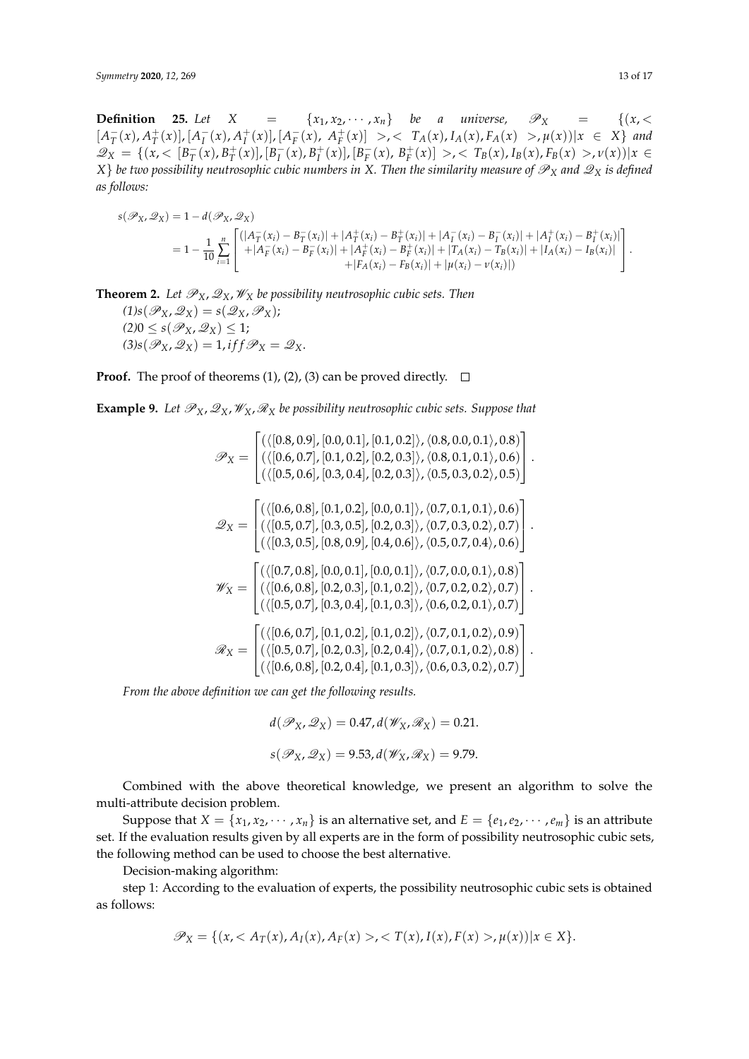**Definition 25.** *Let $X = \{x_1, x_2, \cdots, x_n\}$ be a universe, $\mathscr{P}_X = \{(x, <[A_T^-(x), A_T^+(x)], [A_I^-(x), A_I^+(x)], [A_F^-(x), A_F^+(x)]>, <T_A(x), I_A(x), F_A(x)>, \mu(x))|x \in X\}$ and $\mathscr{Q}_X = \{(x, <[B_T^-(x), B_T^+(x)], [B_I^-(x), B_I^+(x)], [B_F^-(x), B_F^+(x)]>, <T_B(x), I_B(x), F_B(x)>, \nu(x))|x \in X\}$ be two possibility neutrosophic cubic numbers in X. Then the similarity measure of $\mathscr{P}_X$ and $\mathscr{Q}_X$ is defined as follows:*

$$s(\mathscr{P}_X, \mathscr{Q}_X) = 1 - d(\mathscr{P}_X, \mathscr{Q}_X)$$

$$= 1 - \frac{1}{10}\sum_{i=1}^{n}\begin{bmatrix} (|A_T^-(x_i) - B_T^-(x_i)| + |A_T^+(x_i) - B_T^+(x_i)| + |A_I^-(x_i) - B_I^-(x_i)| + |A_I^+(x_i) - B_I^+(x_i)| \\ +|A_F^-(x_i) - B_F^-(x_i)| + |A_F^+(x_i) - B_F^+(x_i)| + |T_A(x_i) - T_B(x_i)| + |I_A(x_i) - I_B(x_i)| \\ +|F_A(x_i) - F_B(x_i)| + |\mu(x_i) - \nu(x_i)|) \end{bmatrix}.$$

**Theorem 2.** *Let $\mathscr{P}_X, \mathscr{Q}_X, \mathscr{W}_X$ be possibility neutrosophic cubic sets. Then*

*(1)$s(\mathscr{P}_X, \mathscr{Q}_X) = s(\mathscr{Q}_X, \mathscr{P}_X)$;*

*(2)$0 \leq s(\mathscr{P}_X, \mathscr{Q}_X) \leq 1$;*

*(3)$s(\mathscr{P}_X, \mathscr{Q}_X) = 1, iff \mathscr{P}_X = \mathscr{Q}_X$.*

**Proof.** The proof of theorems (1), (2), (3) can be proved directly. □

**Example 9.** *Let $\mathscr{P}_X, \mathscr{Q}_X, \mathscr{W}_X, \mathscr{R}_X$ be possibility neutrosophic cubic sets. Suppose that*

$$\mathscr{P}_X = \begin{bmatrix} (\langle[0.8, 0.9], [0.0, 0.1], [0.1, 0.2]\rangle, \langle 0.8, 0.0, 0.1\rangle, 0.8) \\ (\langle[0.6, 0.7], [0.1, 0.2], [0.2, 0.3]\rangle, \langle 0.8, 0.1, 0.1\rangle, 0.6) \\ (\langle[0.5, 0.6], [0.3, 0.4], [0.2, 0.3]\rangle, \langle 0.5, 0.3, 0.2\rangle, 0.5) \end{bmatrix}.$$

$$\mathscr{Q}_X = \begin{bmatrix} (\langle[0.6, 0.8], [0.1, 0.2], [0.0, 0.1]\rangle, \langle 0.7, 0.1, 0.1\rangle, 0.6) \\ (\langle[0.5, 0.7], [0.3, 0.5], [0.2, 0.3]\rangle, \langle 0.7, 0.3, 0.2\rangle, 0.7) \\ (\langle[0.3, 0.5], [0.8, 0.9], [0.4, 0.6]\rangle, \langle 0.5, 0.7, 0.4\rangle, 0.6) \end{bmatrix}.$$

$$\mathscr{W}_X = \begin{bmatrix} (\langle[0.7, 0.8], [0.0, 0.1], [0.0, 0.1]\rangle, \langle 0.7, 0.0, 0.1\rangle, 0.8) \\ (\langle[0.6, 0.8], [0.2, 0.3], [0.1, 0.2]\rangle, \langle 0.7, 0.2, 0.2\rangle, 0.7) \\ (\langle[0.5, 0.7], [0.3, 0.4], [0.1, 0.3]\rangle, \langle 0.6, 0.2, 0.1\rangle, 0.7) \end{bmatrix}.$$

$$\mathscr{R}_X = \begin{bmatrix} (\langle[0.6, 0.7], [0.1, 0.2], [0.1, 0.2]\rangle, \langle 0.7, 0.1, 0.2\rangle, 0.9) \\ (\langle[0.5, 0.7], [0.2, 0.3], [0.2, 0.4]\rangle, \langle 0.7, 0.1, 0.2\rangle, 0.8) \\ (\langle[0.6, 0.8], [0.2, 0.4], [0.1, 0.3]\rangle, \langle 0.6, 0.3, 0.2\rangle, 0.7) \end{bmatrix}.$$

*From the above definition we can get the following results.*

$$d(\mathscr{P}_X, \mathscr{Q}_X) = 0.47, d(\mathscr{W}_X, \mathscr{R}_X) = 0.21.$$

$$s(\mathscr{P}_X, \mathscr{Q}_X) = 9.53, d(\mathscr{W}_X, \mathscr{R}_X) = 9.79.$$

Combined with the above theoretical knowledge, we present an algorithm to solve the multi-attribute decision problem.

Suppose that $X = \{x_1, x_2, \cdots, x_n\}$ is an alternative set, and $E = \{e_1, e_2, \cdots, e_m\}$ is an attribute set. If the evaluation results given by all experts are in the form of possibility neutrosophic cubic sets, the following method can be used to choose the best alternative.

Decision-making algorithm:

step 1: According to the evaluation of experts, the possibility neutrosophic cubic sets is obtained as follows:

$$\mathscr{P}_X = \{(x, <A_T(x), A_I(x), A_F(x)>, <T(x), I(x), F(x)>, \mu(x))|x \in X\}.$$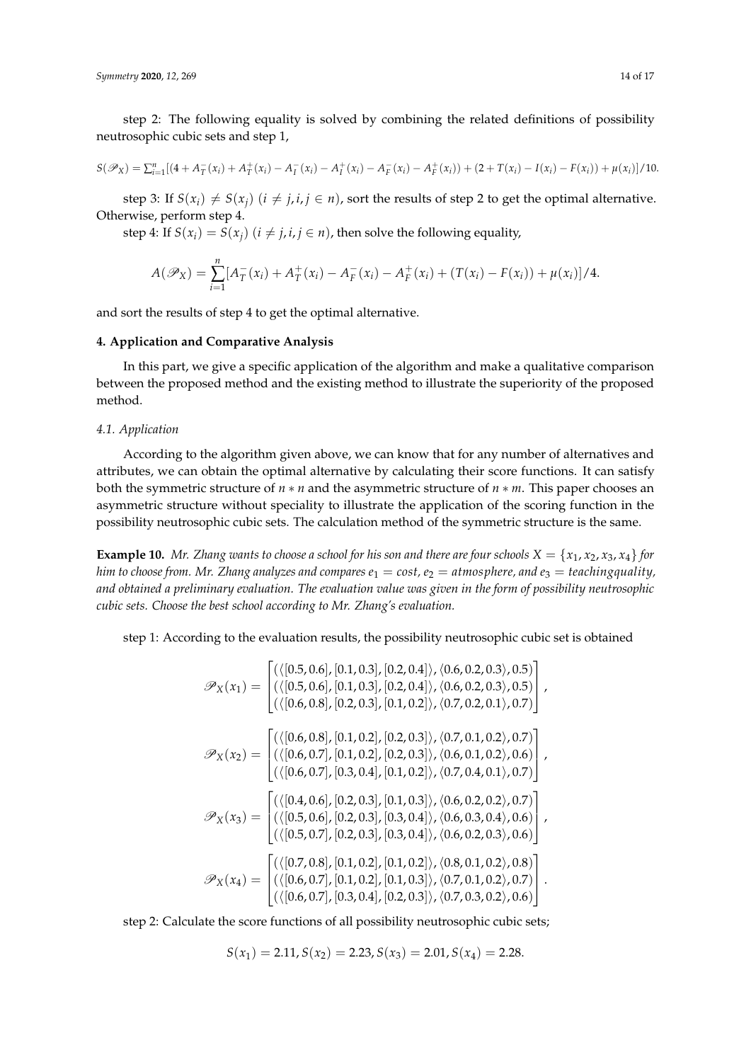step 2: The following equality is solved by combining the related definitions of possibility neutrosophic cubic sets and step 1,

$$S(\mathscr{P}_X) = \sum_{i=1}^{n}[(4 + A_T^-(x_i) + A_T^+(x_i) - A_I^-(x_i) - A_I^+(x_i) - A_F^-(x_i) - A_F^+(x_i)) + (2 + T(x_i) - I(x_i) - F(x_i)) + \mu(x_i)]/10.$$

step 3: If $S(x_i) \neq S(x_j)$ $(i \neq j, i, j \in n)$, sort the results of step 2 to get the optimal alternative. Otherwise, perform step 4.

step 4: If $S(x_i) = S(x_j)$ $(i \neq j, i, j \in n)$, then solve the following equality,

$$A(\mathscr{P}_X) = \sum_{i=1}^{n}[A_T^-(x_i) + A_T^+(x_i) - A_F^-(x_i) - A_F^+(x_i) + (T(x_i) - F(x_i)) + \mu(x_i)]/4.$$

and sort the results of step 4 to get the optimal alternative.

## 4. Application and Comparative Analysis

In this part, we give a specific application of the algorithm and make a qualitative comparison between the proposed method and the existing method to illustrate the superiority of the proposed method.

### 4.1. Application

According to the algorithm given above, we can know that for any number of alternatives and attributes, we can obtain the optimal alternative by calculating their score functions. It can satisfy both the symmetric structure of $n * n$ and the asymmetric structure of $n * m$. This paper chooses an asymmetric structure without speciality to illustrate the application of the scoring function in the possibility neutrosophic cubic sets. The calculation method of the symmetric structure is the same.

**Example 10.** *Mr. Zhang wants to choose a school for his son and there are four schools $X = \{x_1, x_2, x_3, x_4\}$ for him to choose from. Mr. Zhang analyzes and compares $e_1 = cost$, $e_2 = atmosphere$, and $e_3 = teachingquality$, and obtained a preliminary evaluation. The evaluation value was given in the form of possibility neutrosophic cubic sets. Choose the best school according to Mr. Zhang's evaluation.*

step 1: According to the evaluation results, the possibility neutrosophic cubic set is obtained

$$\mathscr{P}_X(x_1) = \begin{bmatrix} (\langle [0.5, 0.6], [0.1, 0.3], [0.2, 0.4] \rangle, \langle 0.6, 0.2, 0.3 \rangle, 0.5) \\ (\langle [0.5, 0.6], [0.1, 0.3], [0.2, 0.4] \rangle, \langle 0.6, 0.2, 0.3 \rangle, 0.5) \\ (\langle [0.6, 0.8], [0.2, 0.3], [0.1, 0.2] \rangle, \langle 0.7, 0.2, 0.1 \rangle, 0.7) \end{bmatrix},$$

$$\mathscr{P}_X(x_2) = \begin{bmatrix} (\langle [0.6, 0.8], [0.1, 0.2], [0.2, 0.3] \rangle, \langle 0.7, 0.1, 0.2 \rangle, 0.7) \\ (\langle [0.6, 0.7], [0.1, 0.2], [0.2, 0.3] \rangle, \langle 0.6, 0.1, 0.2 \rangle, 0.6) \\ (\langle [0.6, 0.7], [0.3, 0.4], [0.1, 0.2] \rangle, \langle 0.7, 0.4, 0.1 \rangle, 0.7) \end{bmatrix},$$

$$\mathscr{P}_X(x_3) = \begin{bmatrix} (\langle [0.4, 0.6], [0.2, 0.3], [0.1, 0.3] \rangle, \langle 0.6, 0.2, 0.2 \rangle, 0.7) \\ (\langle [0.5, 0.6], [0.2, 0.3], [0.3, 0.4] \rangle, \langle 0.6, 0.3, 0.4 \rangle, 0.6) \\ (\langle [0.5, 0.7], [0.2, 0.3], [0.3, 0.4] \rangle, \langle 0.6, 0.2, 0.3 \rangle, 0.6) \end{bmatrix},$$

$$\mathscr{P}_X(x_4) = \begin{bmatrix} (\langle [0.7, 0.8], [0.1, 0.2], [0.1, 0.2] \rangle, \langle 0.8, 0.1, 0.2 \rangle, 0.8) \\ (\langle [0.6, 0.7], [0.1, 0.2], [0.1, 0.3] \rangle, \langle 0.7, 0.1, 0.2 \rangle, 0.7) \\ (\langle [0.6, 0.7], [0.3, 0.4], [0.2, 0.3] \rangle, \langle 0.7, 0.3, 0.2 \rangle, 0.6) \end{bmatrix}.$$

step 2: Calculate the score functions of all possibility neutrosophic cubic sets;

$$S(x_1) = 2.11, S(x_2) = 2.23, S(x_3) = 2.01, S(x_4) = 2.28.$$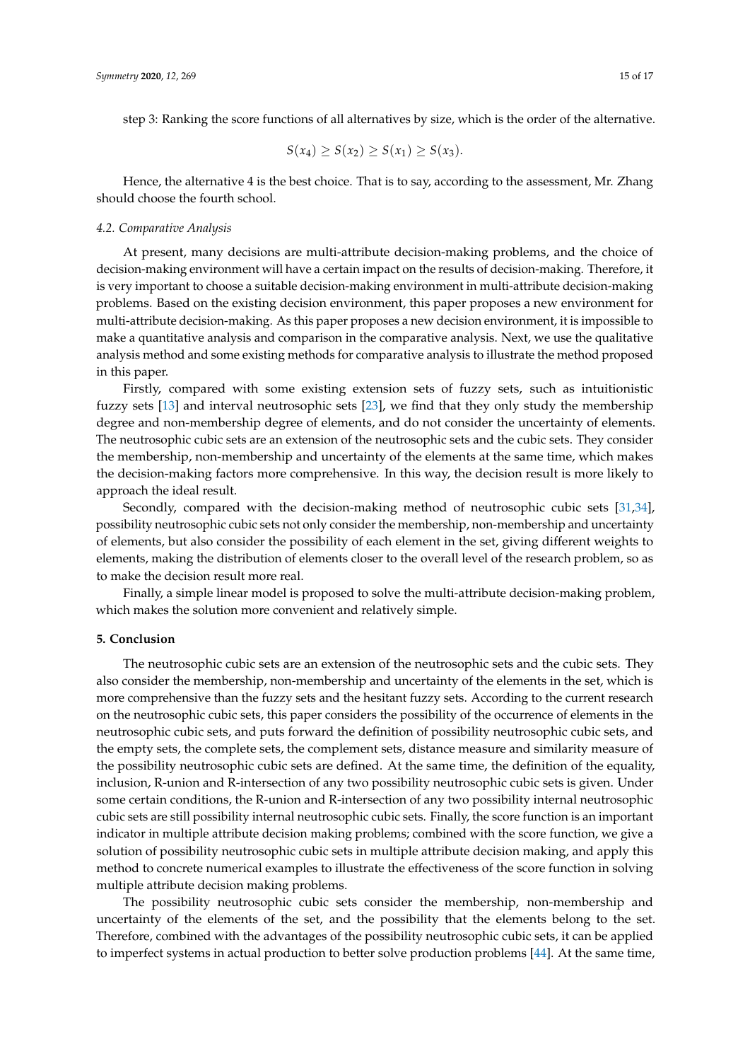step 3: Ranking the score functions of all alternatives by size, which is the order of the alternative.

$$S(x_4) \geq S(x_2) \geq S(x_1) \geq S(x_3).$$

Hence, the alternative 4 is the best choice. That is to say, according to the assessment, Mr. Zhang should choose the fourth school.

### *4.2. Comparative Analysis*

At present, many decisions are multi-attribute decision-making problems, and the choice of decision-making environment will have a certain impact on the results of decision-making. Therefore, it is very important to choose a suitable decision-making environment in multi-attribute decision-making problems. Based on the existing decision environment, this paper proposes a new environment for multi-attribute decision-making. As this paper proposes a new decision environment, it is impossible to make a quantitative analysis and comparison in the comparative analysis. Next, we use the qualitative analysis method and some existing methods for comparative analysis to illustrate the method proposed in this paper.

Firstly, compared with some existing extension sets of fuzzy sets, such as intuitionistic fuzzy sets [13] and interval neutrosophic sets [23], we find that they only study the membership degree and non-membership degree of elements, and do not consider the uncertainty of elements. The neutrosophic cubic sets are an extension of the neutrosophic sets and the cubic sets. They consider the membership, non-membership and uncertainty of the elements at the same time, which makes the decision-making factors more comprehensive. In this way, the decision result is more likely to approach the ideal result.

Secondly, compared with the decision-making method of neutrosophic cubic sets [31,34], possibility neutrosophic cubic sets not only consider the membership, non-membership and uncertainty of elements, but also consider the possibility of each element in the set, giving different weights to elements, making the distribution of elements closer to the overall level of the research problem, so as to make the decision result more real.

Finally, a simple linear model is proposed to solve the multi-attribute decision-making problem, which makes the solution more convenient and relatively simple.

## **5. Conclusion**

The neutrosophic cubic sets are an extension of the neutrosophic sets and the cubic sets. They also consider the membership, non-membership and uncertainty of the elements in the set, which is more comprehensive than the fuzzy sets and the hesitant fuzzy sets. According to the current research on the neutrosophic cubic sets, this paper considers the possibility of the occurrence of elements in the neutrosophic cubic sets, and puts forward the definition of possibility neutrosophic cubic sets, and the empty sets, the complete sets, the complement sets, distance measure and similarity measure of the possibility neutrosophic cubic sets are defined. At the same time, the definition of the equality, inclusion, R-union and R-intersection of any two possibility neutrosophic cubic sets is given. Under some certain conditions, the R-union and R-intersection of any two possibility internal neutrosophic cubic sets are still possibility internal neutrosophic cubic sets. Finally, the score function is an important indicator in multiple attribute decision making problems; combined with the score function, we give a solution of possibility neutrosophic cubic sets in multiple attribute decision making, and apply this method to concrete numerical examples to illustrate the effectiveness of the score function in solving multiple attribute decision making problems.

The possibility neutrosophic cubic sets consider the membership, non-membership and uncertainty of the elements of the set, and the possibility that the elements belong to the set. Therefore, combined with the advantages of the possibility neutrosophic cubic sets, it can be applied to imperfect systems in actual production to better solve production problems [44]. At the same time,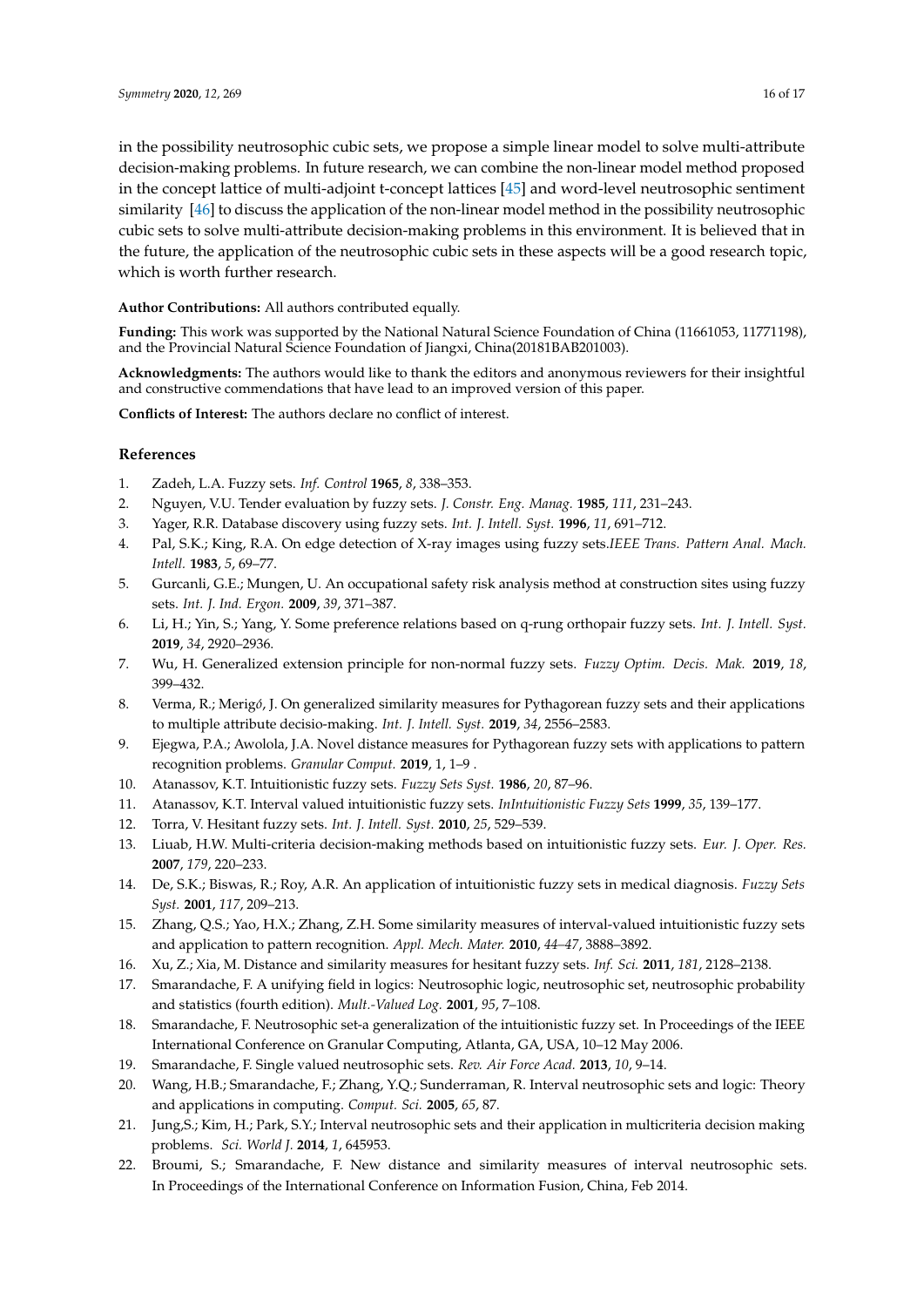in the possibility neutrosophic cubic sets, we propose a simple linear model to solve multi-attribute decision-making problems. In future research, we can combine the non-linear model method proposed in the concept lattice of multi-adjoint t-concept lattices [45] and word-level neutrosophic sentiment similarity [46] to discuss the application of the non-linear model method in the possibility neutrosophic cubic sets to solve multi-attribute decision-making problems in this environment. It is believed that in the future, the application of the neutrosophic cubic sets in these aspects will be a good research topic, which is worth further research.

**Author Contributions:** All authors contributed equally.

**Funding:** This work was supported by the National Natural Science Foundation of China (11661053, 11771198), and the Provincial Natural Science Foundation of Jiangxi, China(20181BAB201003).

**Acknowledgments:** The authors would like to thank the editors and anonymous reviewers for their insightful and constructive commendations that have lead to an improved version of this paper.

**Conflicts of Interest:** The authors declare no conflict of interest.

## References

1. Zadeh, L.A. Fuzzy sets. *Inf. Control* **1965**, *8*, 338–353.
2. Nguyen, V.U. Tender evaluation by fuzzy sets. *J. Constr. Eng. Manag.* **1985**, *111*, 231–243.
3. Yager, R.R. Database discovery using fuzzy sets. *Int. J. Intell. Syst.* **1996**, *11*, 691–712.
4. Pal, S.K.; King, R.A. On edge detection of X-ray images using fuzzy sets.*IEEE Trans. Pattern Anal. Mach. Intell.* **1983**, *5*, 69–77.
5. Gurcanli, G.E.; Mungen, U. An occupational safety risk analysis method at construction sites using fuzzy sets. *Int. J. Ind. Ergon.* **2009**, *39*, 371–387.
6. Li, H.; Yin, S.; Yang, Y. Some preference relations based on q-rung orthopair fuzzy sets. *Int. J. Intell. Syst.* **2019**, *34*, 2920–2936.
7. Wu, H. Generalized extension principle for non-normal fuzzy sets. *Fuzzy Optim. Decis. Mak.* **2019**, *18*, 399–432.
8. Verma, R.; Merigó, J. On generalized similarity measures for Pythagorean fuzzy sets and their applications to multiple attribute decisio-making. *Int. J. Intell. Syst.* **2019**, *34*, 2556–2583.
9. Ejegwa, P.A.; Awolola, J.A. Novel distance measures for Pythagorean fuzzy sets with applications to pattern recognition problems. *Granular Comput.* **2019**, 1, 1–9 .
10. Atanassov, K.T. Intuitionistic fuzzy sets. *Fuzzy Sets Syst.* **1986**, *20*, 87–96.
11. Atanassov, K.T. Interval valued intuitionistic fuzzy sets. *InIntuitionistic Fuzzy Sets* **1999**, *35*, 139–177.
12. Torra, V. Hesitant fuzzy sets. *Int. J. Intell. Syst.* **2010**, *25*, 529–539.
13. Liuab, H.W. Multi-criteria decision-making methods based on intuitionistic fuzzy sets. *Eur. J. Oper. Res.* **2007**, *179*, 220–233.
14. De, S.K.; Biswas, R.; Roy, A.R. An application of intuitionistic fuzzy sets in medical diagnosis. *Fuzzy Sets Syst.* **2001**, *117*, 209–213.
15. Zhang, Q.S.; Yao, H.X.; Zhang, Z.H. Some similarity measures of interval-valued intuitionistic fuzzy sets and application to pattern recognition. *Appl. Mech. Mater.* **2010**, *44–47*, 3888–3892.
16. Xu, Z.; Xia, M. Distance and similarity measures for hesitant fuzzy sets. *Inf. Sci.* **2011**, *181*, 2128–2138.
17. Smarandache, F. A unifying field in logics: Neutrosophic logic, neutrosophic set, neutrosophic probability and statistics (fourth edition). *Mult.-Valued Log.* **2001**, *95*, 7–108.
18. Smarandache, F. Neutrosophic set-a generalization of the intuitionistic fuzzy set. In Proceedings of the IEEE International Conference on Granular Computing, Atlanta, GA, USA, 10–12 May 2006.
19. Smarandache, F. Single valued neutrosophic sets. *Rev. Air Force Acad.* **2013**, *10*, 9–14.
20. Wang, H.B.; Smarandache, F.; Zhang, Y.Q.; Sunderraman, R. Interval neutrosophic sets and logic: Theory and applications in computing. *Comput. Sci.* **2005**, *65*, 87.
21. Jung,S.; Kim, H.; Park, S.Y.; Interval neutrosophic sets and their application in multicriteria decision making problems. *Sci. World J.* **2014**, *1*, 645953.
22. Broumi, S.; Smarandache, F. New distance and similarity measures of interval neutrosophic sets. In Proceedings of the International Conference on Information Fusion, China, Feb 2014.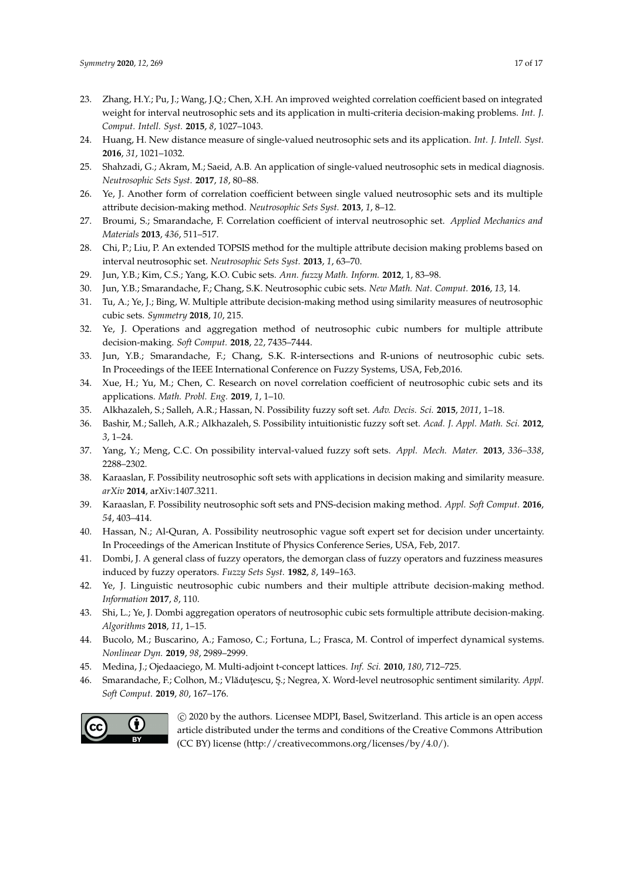23. Zhang, H.Y.; Pu, J.; Wang, J.Q.; Chen, X.H. An improved weighted correlation coefficient based on integrated weight for interval neutrosophic sets and its application in multi-criteria decision-making problems. *Int. J. Comput. Intell. Syst.* **2015**, *8*, 1027–1043.
24. Huang, H. New distance measure of single-valued neutrosophic sets and its application. *Int. J. Intell. Syst.* **2016**, *31*, 1021–1032.
25. Shahzadi, G.; Akram, M.; Saeid, A.B. An application of single-valued neutrosophic sets in medical diagnosis. *Neutrosophic Sets Syst.* **2017**, *18*, 80–88.
26. Ye, J. Another form of correlation coefficient between single valued neutrosophic sets and its multiple attribute decision-making method. *Neutrosophic Sets Syst.* **2013**, *1*, 8–12.
27. Broumi, S.; Smarandache, F. Correlation coefficient of interval neutrosophic set. *Applied Mechanics and Materials* **2013**, *436*, 511–517.
28. Chi, P.; Liu, P. An extended TOPSIS method for the multiple attribute decision making problems based on interval neutrosophic set. *Neutrosophic Sets Syst.* **2013**, *1*, 63–70.
29. Jun, Y.B.; Kim, C.S.; Yang, K.O. Cubic sets. *Ann. fuzzy Math. Inform.* **2012**, 1, 83–98.
30. Jun, Y.B.; Smarandache, F.; Chang, S.K. Neutrosophic cubic sets. *New Math. Nat. Comput.* **2016**, *13*, 14.
31. Tu, A.; Ye, J.; Bing, W. Multiple attribute decision-making method using similarity measures of neutrosophic cubic sets. *Symmetry* **2018**, *10*, 215.
32. Ye, J. Operations and aggregation method of neutrosophic cubic numbers for multiple attribute decision-making. *Soft Comput.* **2018**, *22*, 7435–7444.
33. Jun, Y.B.; Smarandache, F.; Chang, S.K. R-intersections and R-unions of neutrosophic cubic sets. In Proceedings of the IEEE International Conference on Fuzzy Systems, USA, Feb,2016.
34. Xue, H.; Yu, M.; Chen, C. Research on novel correlation coefficient of neutrosophic cubic sets and its applications. *Math. Probl. Eng.* **2019**, *1*, 1–10.
35. Alkhazaleh, S.; Salleh, A.R.; Hassan, N. Possibility fuzzy soft set. *Adv. Decis. Sci.* **2015**, *2011*, 1–18.
36. Bashir, M.; Salleh, A.R.; Alkhazaleh, S. Possibility intuitionistic fuzzy soft set. *Acad. J. Appl. Math. Sci.* **2012**, *3*, 1–24.
37. Yang, Y.; Meng, C.C. On possibility interval-valued fuzzy soft sets. *Appl. Mech. Mater.* **2013**, *336–338*, 2288–2302.
38. Karaaslan, F. Possibility neutrosophic soft sets with applications in decision making and similarity measure. *arXiv* **2014**, arXiv:1407.3211.
39. Karaaslan, F. Possibility neutrosophic soft sets and PNS-decision making method. *Appl. Soft Comput.* **2016**, *54*, 403–414.
40. Hassan, N.; Al-Quran, A. Possibility neutrosophic vague soft expert set for decision under uncertainty. In Proceedings of the American Institute of Physics Conference Series, USA, Feb, 2017.
41. Dombi, J. A general class of fuzzy operators, the demorgan class of fuzzy operators and fuzziness measures induced by fuzzy operators. *Fuzzy Sets Syst.* **1982**, *8*, 149–163.
42. Ye, J. Linguistic neutrosophic cubic numbers and their multiple attribute decision-making method. *Information* **2017**, *8*, 110.
43. Shi, L.; Ye, J. Dombi aggregation operators of neutrosophic cubic sets formultiple attribute decision-making. *Algorithms* **2018**, *11*, 1–15.
44. Bucolo, M.; Buscarino, A.; Famoso, C.; Fortuna, L.; Frasca, M. Control of imperfect dynamical systems. *Nonlinear Dyn.* **2019**, *98*, 2989–2999.
45. Medina, J.; Ojedaaciego, M. Multi-adjoint t-concept lattices. *Inf. Sci.* **2010**, *180*, 712–725.
46. Smarandache, F.; Colhon, M.; Vlăduţescu, Ş.; Negrea, X. Word-level neutrosophic sentiment similarity. *Appl. Soft Comput.* **2019**, *80*, 167–176.

© 2020 by the authors. Licensee MDPI, Basel, Switzerland. This article is an open access article distributed under the terms and conditions of the Creative Commons Attribution (CC BY) license (http://creativecommons.org/licenses/by/4.0/).